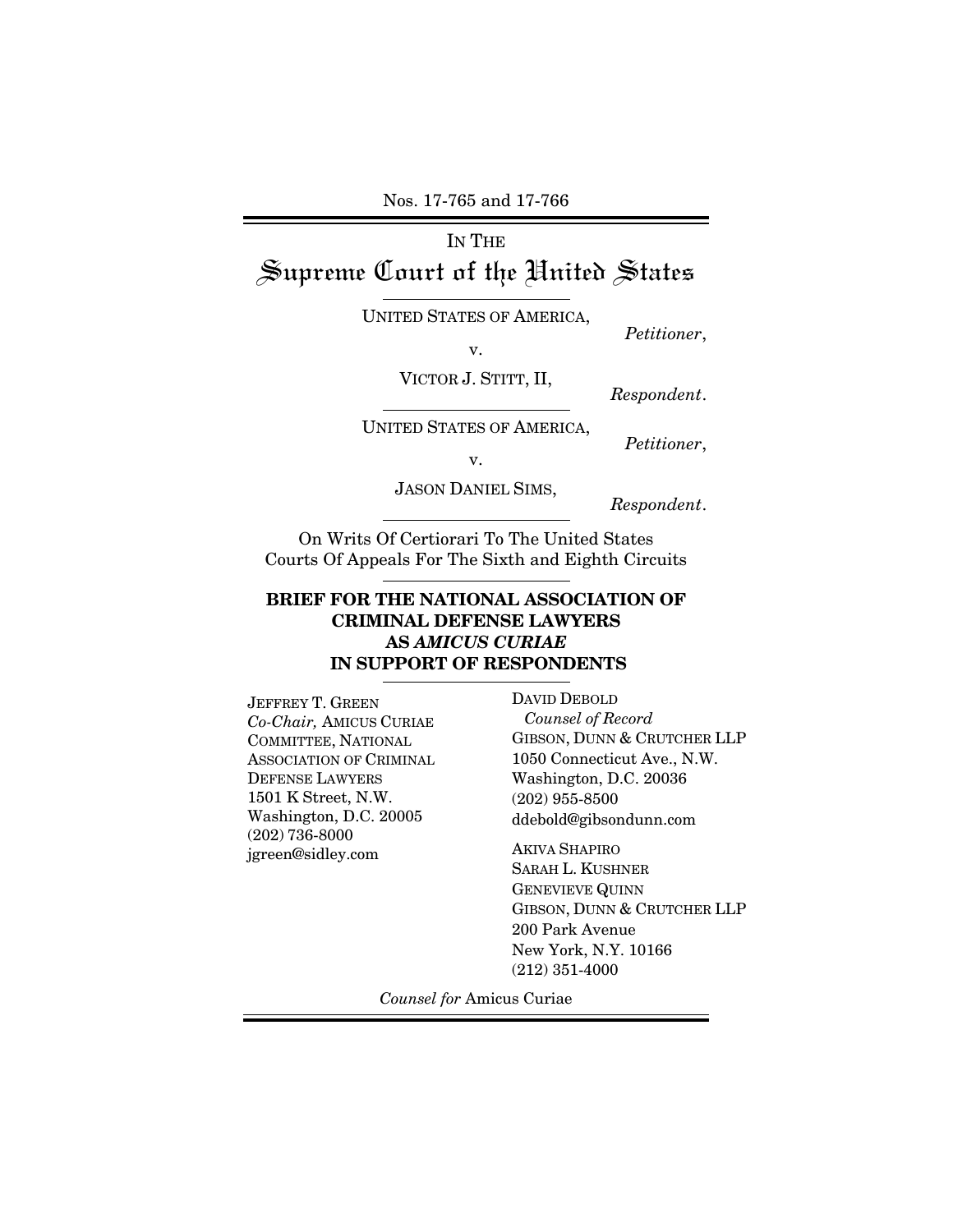Nos. 17-765 and 17-766

IN THE

# Supreme Court of the United States

UNITED STATES OF AMERICA,

*Petitioner*,

v.

VICTOR J. STITT, II,

*Respondent*.

UNITED STATES OF AMERICA,

*Petitioner*,

v.

JASON DANIEL SIMS,

*Respondent*.

On Writs Of Certiorari To The United States Courts Of Appeals For The Sixth and Eighth Circuits

**BRIEF FOR THE NATIONAL ASSOCIATION OF CRIMINAL DEFENSE LAWYERS AS *AMICUS CURIAE* IN SUPPORT OF RESPONDENTS**

JEFFREY T. GREEN
*Co-Chair,* AMICUS CURIAE COMMITTEE, NATIONAL ASSOCIATION OF CRIMINAL DEFENSE LAWYERS
1501 K Street, N.W.
Washington, D.C. 20005
(202) 736-8000
jgreen@sidley.com

DAVID DEBOLD
*Counsel of Record*
GIBSON, DUNN & CRUTCHER LLP
1050 Connecticut Ave., N.W.
Washington, D.C. 20036
(202) 955-8500
ddebold@gibsondunn.com

AKIVA SHAPIRO
SARAH L. KUSHNER
GENEVIEVE QUINN
GIBSON, DUNN & CRUTCHER LLP
200 Park Avenue
New York, N.Y. 10166
(212) 351-4000

*Counsel for* Amicus Curiae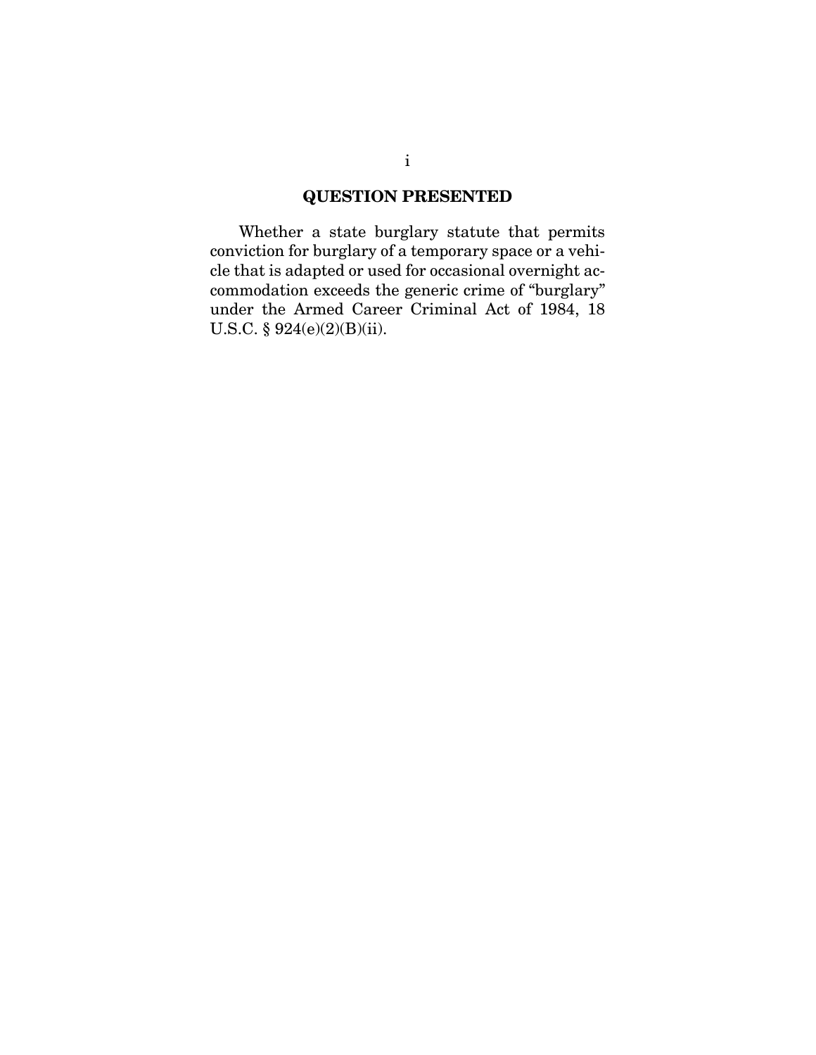## QUESTION PRESENTED

Whether a state burglary statute that permits conviction for burglary of a temporary space or a vehicle that is adapted or used for occasional overnight accommodation exceeds the generic crime of "burglary" under the Armed Career Criminal Act of 1984, 18 U.S.C. § 924(e)(2)(B)(ii).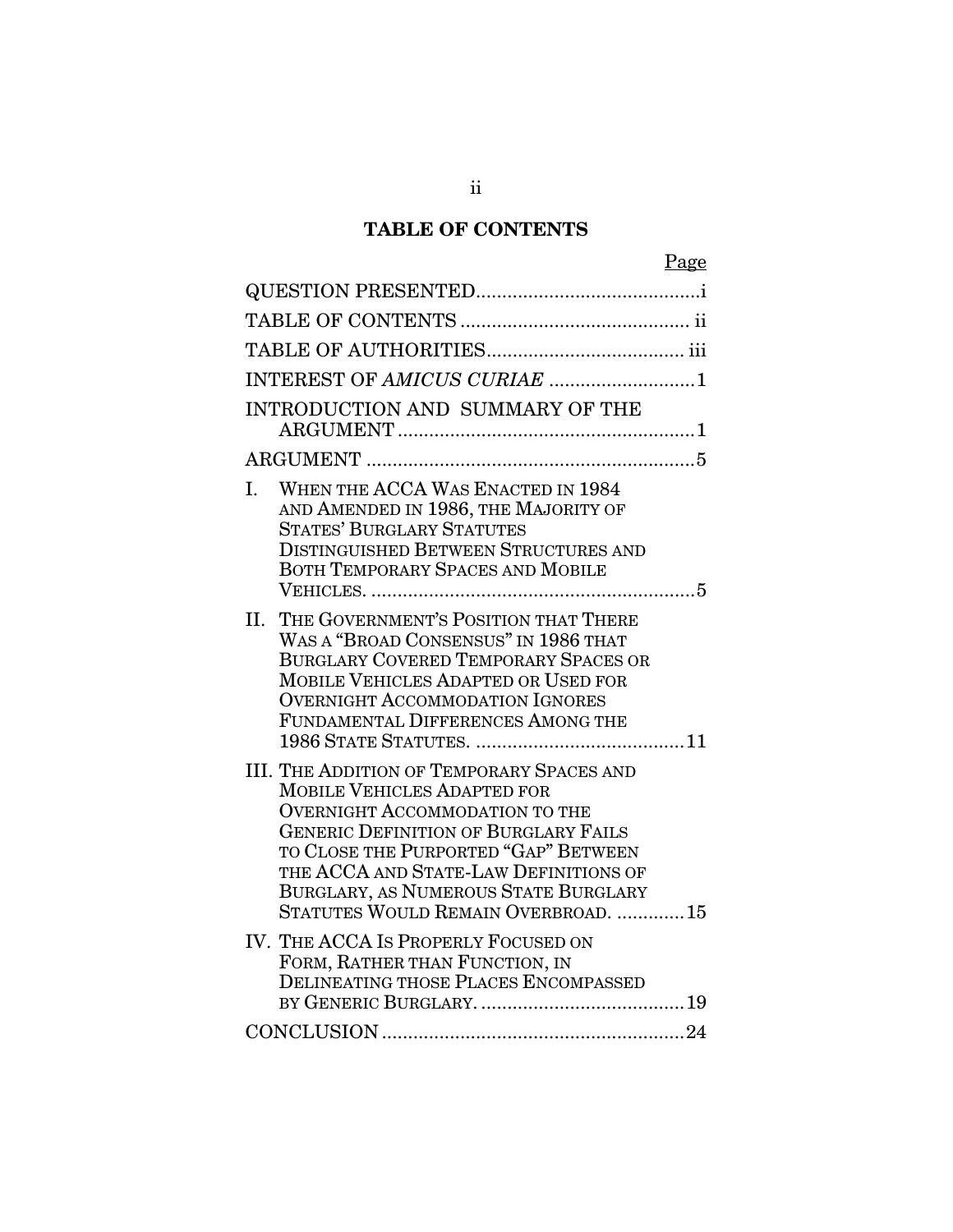# TABLE OF CONTENTS

| | Page |
|---|---|
| QUESTION PRESENTED | i |
| TABLE OF CONTENTS | ii |
| TABLE OF AUTHORITIES | iii |
| INTEREST OF *AMICUS CURIAE* | 1 |
| INTRODUCTION AND SUMMARY OF THE ARGUMENT | 1 |
| ARGUMENT | 5 |
| I. WHEN THE ACCA WAS ENACTED IN 1984 AND AMENDED IN 1986, THE MAJORITY OF STATES' BURGLARY STATUTES DISTINGUISHED BETWEEN STRUCTURES AND BOTH TEMPORARY SPACES AND MOBILE VEHICLES. | 5 |
| II. THE GOVERNMENT'S POSITION THAT THERE WAS A "BROAD CONSENSUS" IN 1986 THAT BURGLARY COVERED TEMPORARY SPACES OR MOBILE VEHICLES ADAPTED OR USED FOR OVERNIGHT ACCOMMODATION IGNORES FUNDAMENTAL DIFFERENCES AMONG THE 1986 STATE STATUTES. | 11 |
| III. THE ADDITION OF TEMPORARY SPACES AND MOBILE VEHICLES ADAPTED FOR OVERNIGHT ACCOMMODATION TO THE GENERIC DEFINITION OF BURGLARY FAILS TO CLOSE THE PURPORTED "GAP" BETWEEN THE ACCA AND STATE-LAW DEFINITIONS OF BURGLARY, AS NUMEROUS STATE BURGLARY STATUTES WOULD REMAIN OVERBROAD. | 15 |
| IV. THE ACCA IS PROPERLY FOCUSED ON FORM, RATHER THAN FUNCTION, IN DELINEATING THOSE PLACES ENCOMPASSED BY GENERIC BURGLARY. | 19 |
| CONCLUSION | 24 |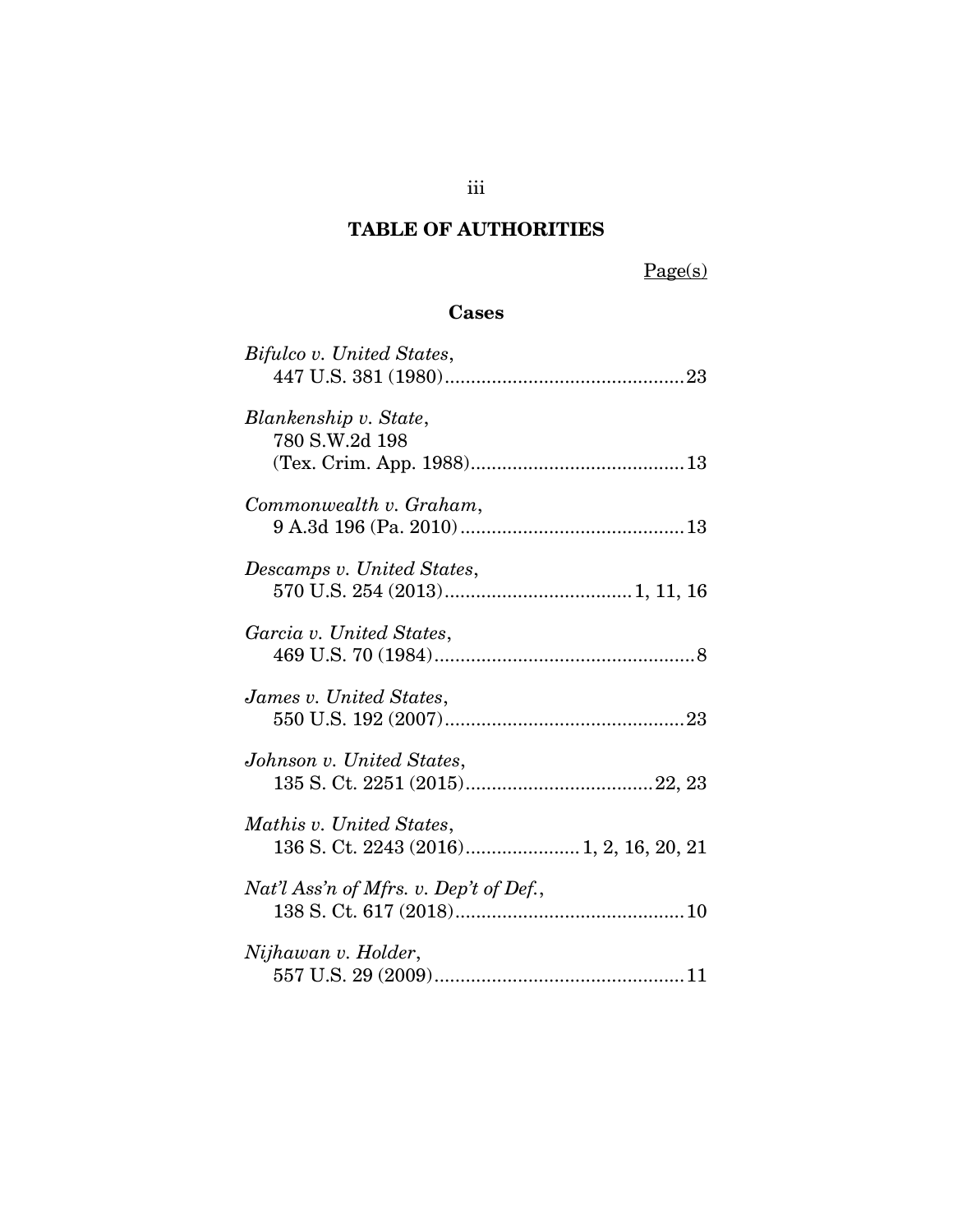# TABLE OF AUTHORITIES

Page(s)

## Cases

*Bifulco v. United States*,
447 U.S. 381 (1980) .............................................. 23

*Blankenship v. State*,
780 S.W.2d 198
(Tex. Crim. App. 1988) .......................................... 13

*Commonwealth v. Graham*,
9 A.3d 196 (Pa. 2010) ............................................ 13

*Descamps v. United States*,
570 U.S. 254 (2013) .................................... 1, 11, 16

*Garcia v. United States*,
469 U.S. 70 (1984) .................................................. 8

*James v. United States*,
550 U.S. 192 (2007) .............................................. 23

*Johnson v. United States*,
135 S. Ct. 2251 (2015) .................................... 22, 23

*Mathis v. United States*,
136 S. Ct. 2243 (2016) ...................... 1, 2, 16, 20, 21

*Nat'l Ass'n of Mfrs. v. Dep't of Def.*,
138 S. Ct. 617 (2018) ............................................ 10

*Nijhawan v. Holder*,
557 U.S. 29 (2009) ................................................ 11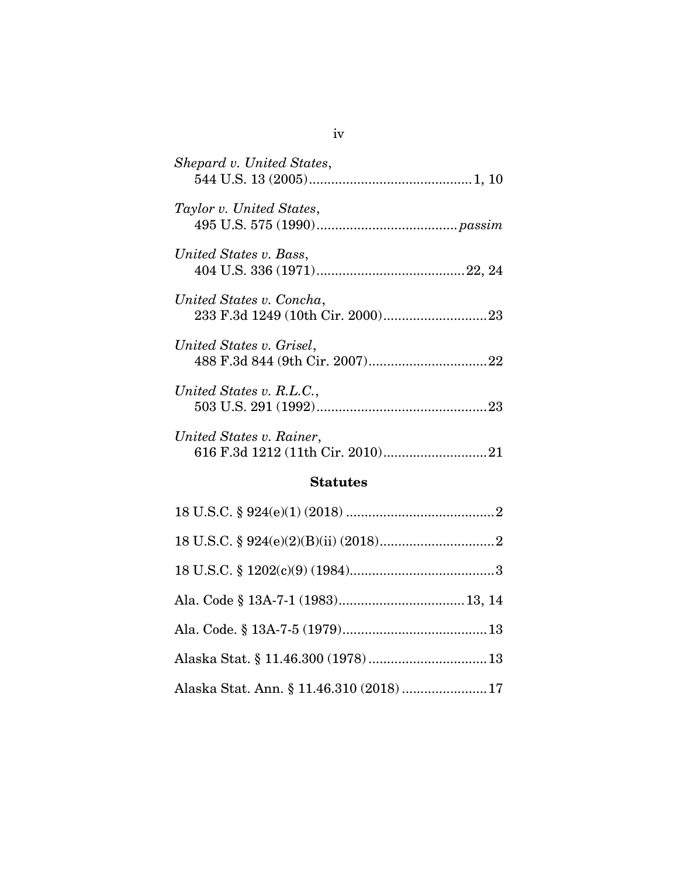*Shepard v. United States*,
544 U.S. 13 (2005) .......................................... 1, 10

*Taylor v. United States*,
495 U.S. 575 (1990) ..................................... *passim*

*United States v. Bass*,
404 U.S. 336 (1971) ...................................... 22, 24

*United States v. Concha*,
233 F.3d 1249 (10th Cir. 2000) ........................... 23

*United States v. Grisel*,
488 F.3d 844 (9th Cir. 2007) .............................. 22

*United States v. R.L.C.*,
503 U.S. 291 (1992) ........................................... 23

*United States v. Rainer*,
616 F.3d 1212 (11th Cir. 2010) ........................... 21

**Statutes**

18 U.S.C. § 924(e)(1) (2018) ....................................... 2

18 U.S.C. § 924(e)(2)(B)(ii) (2018) ............................. 2

18 U.S.C. § 1202(c)(9) (1984) ...................................... 3

Ala. Code § 13A-7-1 (1983) ................................. 13, 14

Ala. Code. § 13A-7-5 (1979) ...................................... 13

Alaska Stat. § 11.46.300 (1978) ................................. 13

Alaska Stat. Ann. § 11.46.310 (2018) ....................... 17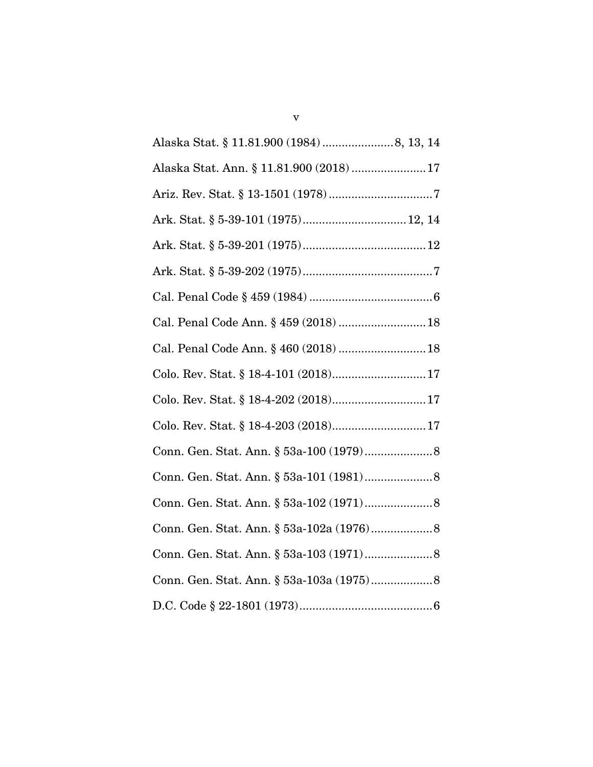Alaska Stat. § 11.81.900 (1984) ...................... 8, 13, 14

Alaska Stat. Ann. § 11.81.900 (2018) ....................... 17

Ariz. Rev. Stat. § 13-1501 (1978) ................................ 7

Ark. Stat. § 5-39-101 (1975) ................................ 12, 14

Ark. Stat. § 5-39-201 (1975) ...................................... 12

Ark. Stat. § 5-39-202 (1975) ........................................ 7

Cal. Penal Code § 459 (1984) ...................................... 6

Cal. Penal Code Ann. § 459 (2018) ........................... 18

Cal. Penal Code Ann. § 460 (2018) ........................... 18

Colo. Rev. Stat. § 18-4-101 (2018) ............................. 17

Colo. Rev. Stat. § 18-4-202 (2018) ............................. 17

Colo. Rev. Stat. § 18-4-203 (2018) ............................. 17

Conn. Gen. Stat. Ann. § 53a-100 (1979) ..................... 8

Conn. Gen. Stat. Ann. § 53a-101 (1981) ..................... 8

Conn. Gen. Stat. Ann. § 53a-102 (1971) ..................... 8

Conn. Gen. Stat. Ann. § 53a-102a (1976) ................... 8

Conn. Gen. Stat. Ann. § 53a-103 (1971) ..................... 8

Conn. Gen. Stat. Ann. § 53a-103a (1975) ................... 8

D.C. Code § 22-1801 (1973) ......................................... 6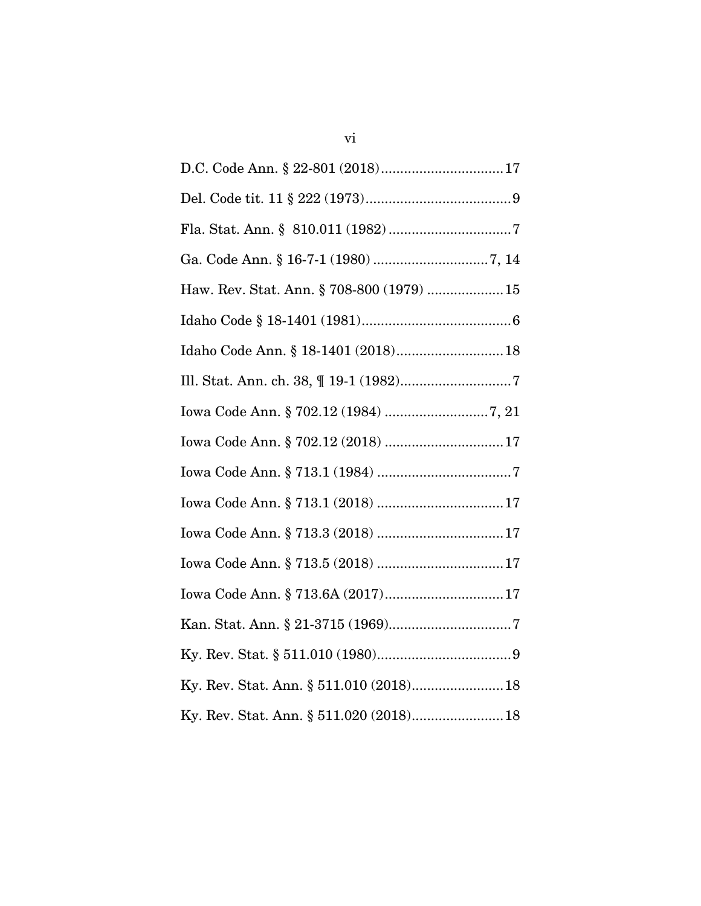D.C. Code Ann. § 22-801 (2018)................................17

Del. Code tit. 11 § 222 (1973).....................................9

Fla. Stat. Ann. §  810.011 (1982) ................................7

Ga. Code Ann. § 16-7-1 (1980) ..............................7, 14

Haw. Rev. Stat. Ann. § 708-800 (1979) ....................15

Idaho Code § 18-1401 (1981).......................................6

Idaho Code Ann. § 18-1401 (2018)............................18

Ill. Stat. Ann. ch. 38, ¶ 19-1 (1982).............................7

Iowa Code Ann. § 702.12 (1984) ...........................7, 21

Iowa Code Ann. § 702.12 (2018) ...............................17

Iowa Code Ann. § 713.1 (1984) ...................................7

Iowa Code Ann. § 713.1 (2018) .................................17

Iowa Code Ann. § 713.3 (2018) .................................17

Iowa Code Ann. § 713.5 (2018) .................................17

Iowa Code Ann. § 713.6A (2017)...............................17

Kan. Stat. Ann. § 21-3715 (1969)................................7

Ky. Rev. Stat. § 511.010 (1980)...................................9

Ky. Rev. Stat. Ann. § 511.010 (2018)........................18

Ky. Rev. Stat. Ann. § 511.020 (2018)........................18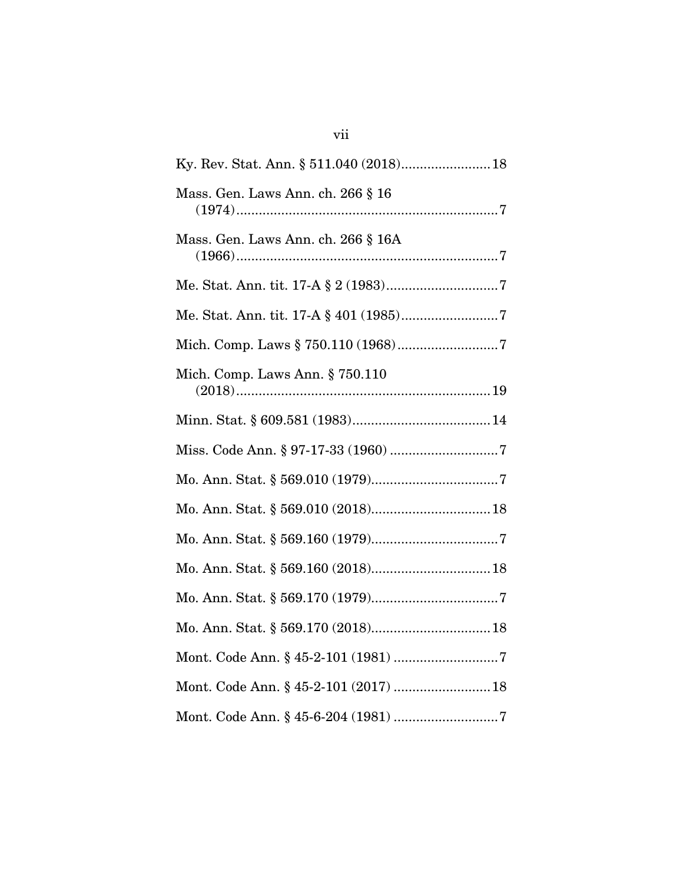Ky. Rev. Stat. Ann. § 511.040 (2018)........................18

Mass. Gen. Laws Ann. ch. 266 § 16 (1974).......................................................................7

Mass. Gen. Laws Ann. ch. 266 § 16A (1966).......................................................................7

Me. Stat. Ann. tit. 17-A § 2 (1983)..............................7

Me. Stat. Ann. tit. 17-A § 401 (1985)..........................7

Mich. Comp. Laws § 750.110 (1968)...........................7

Mich. Comp. Laws Ann. § 750.110 (2018)....................................................................19

Minn. Stat. § 609.581 (1983).....................................14

Miss. Code Ann. § 97-17-33 (1960) .............................7

Mo. Ann. Stat. § 569.010 (1979)..................................7

Mo. Ann. Stat. § 569.010 (2018)................................18

Mo. Ann. Stat. § 569.160 (1979)..................................7

Mo. Ann. Stat. § 569.160 (2018)................................18

Mo. Ann. Stat. § 569.170 (1979)..................................7

Mo. Ann. Stat. § 569.170 (2018)................................18

Mont. Code Ann. § 45-2-101 (1981) ............................7

Mont. Code Ann. § 45-2-101 (2017) ..........................18

Mont. Code Ann. § 45-6-204 (1981) ............................7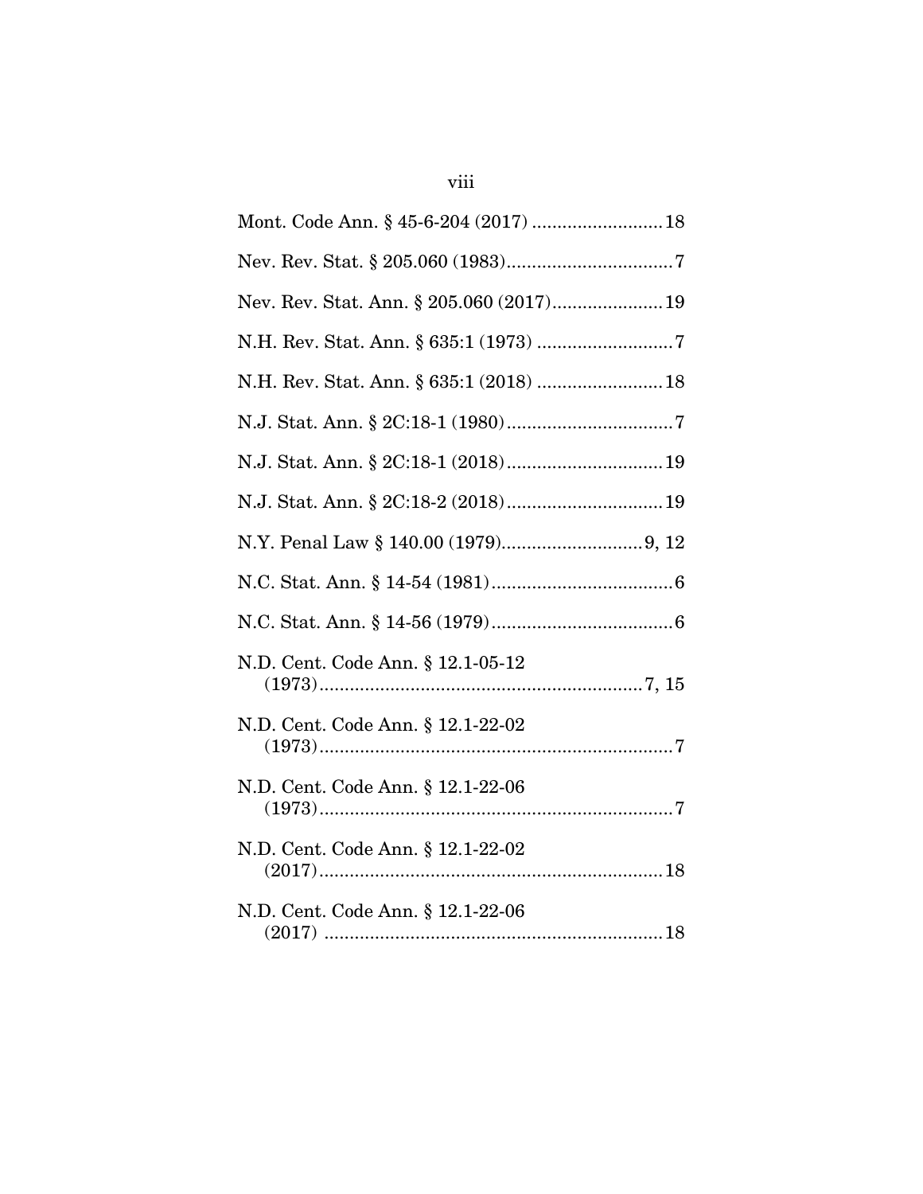Mont. Code Ann. § 45-6-204 (2017) .......................... 18

Nev. Rev. Stat. § 205.060 (1983).................................. 7

Nev. Rev. Stat. Ann. § 205.060 (2017)...................... 19

N.H. Rev. Stat. Ann. § 635:1 (1973) ........................... 7

N.H. Rev. Stat. Ann. § 635:1 (2018) ......................... 18

N.J. Stat. Ann. § 2C:18-1 (1980) .................................. 7

N.J. Stat. Ann. § 2C:18-1 (2018) ............................... 19

N.J. Stat. Ann. § 2C:18-2 (2018) ............................... 19

N.Y. Penal Law § 140.00 (1979)............................ 9, 12

N.C. Stat. Ann. § 14-54 (1981).................................... 6

N.C. Stat. Ann. § 14-56 (1979).................................... 6

N.D. Cent. Code Ann. § 12.1-05-12 (1973)................................................................. 7, 15

N.D. Cent. Code Ann. § 12.1-22-02 (1973)...................................................................... 7

N.D. Cent. Code Ann. § 12.1-22-06 (1973)...................................................................... 7

N.D. Cent. Code Ann. § 12.1-22-02 (2017).................................................................... 18

N.D. Cent. Code Ann. § 12.1-22-06 (2017) .................................................................... 18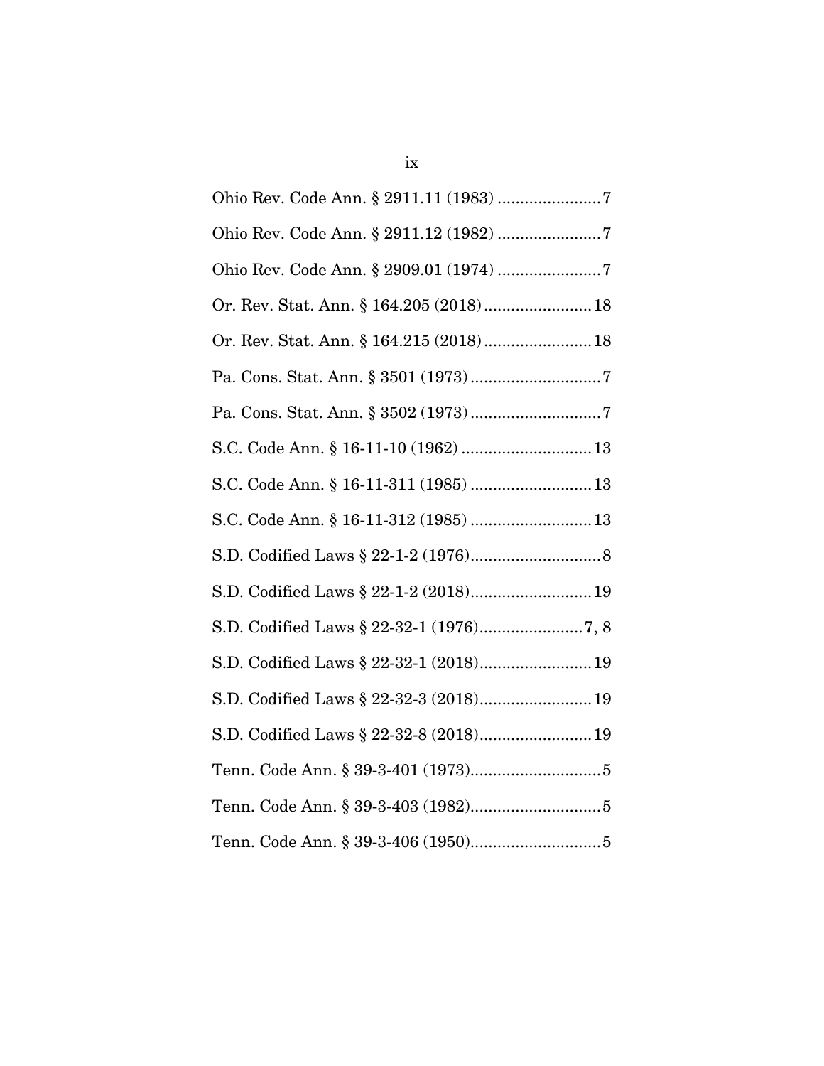Ohio Rev. Code Ann. § 2911.11 (1983) .......................7

Ohio Rev. Code Ann. § 2911.12 (1982) .......................7

Ohio Rev. Code Ann. § 2909.01 (1974) .......................7

Or. Rev. Stat. Ann. § 164.205 (2018)........................18

Or. Rev. Stat. Ann. § 164.215 (2018)........................18

Pa. Cons. Stat. Ann. § 3501 (1973).............................7

Pa. Cons. Stat. Ann. § 3502 (1973).............................7

S.C. Code Ann. § 16-11-10 (1962) .............................13

S.C. Code Ann. § 16-11-311 (1985) ...........................13

S.C. Code Ann. § 16-11-312 (1985) ...........................13

S.D. Codified Laws § 22-1-2 (1976).............................8

S.D. Codified Laws § 22-1-2 (2018)...........................19

S.D. Codified Laws § 22-32-1 (1976).......................7, 8

S.D. Codified Laws § 22-32-1 (2018).........................19

S.D. Codified Laws § 22-32-3 (2018).........................19

S.D. Codified Laws § 22-32-8 (2018).........................19

Tenn. Code Ann. § 39-3-401 (1973).............................5

Tenn. Code Ann. § 39-3-403 (1982).............................5

Tenn. Code Ann. § 39-3-406 (1950).............................5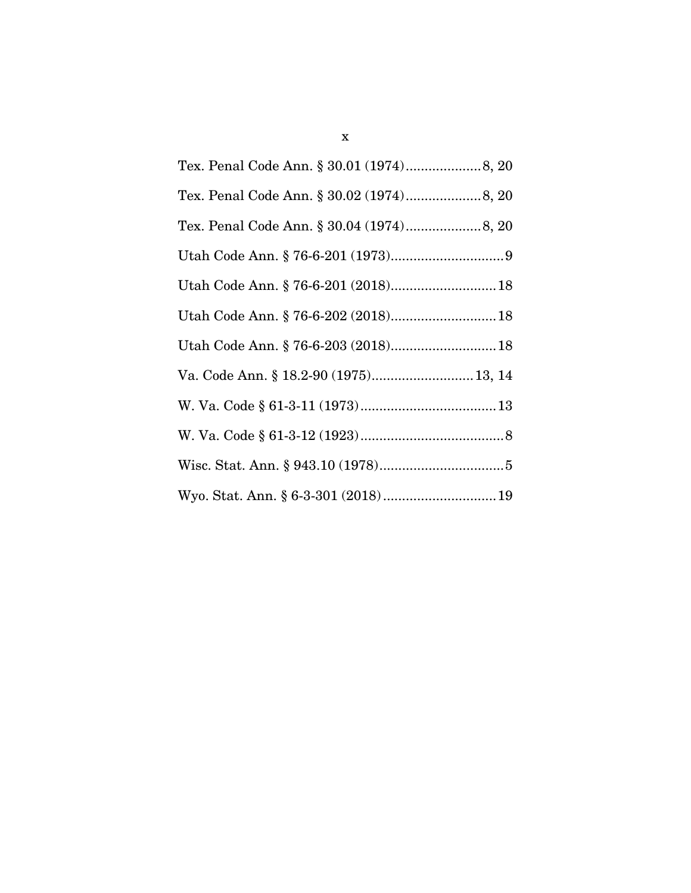Tex. Penal Code Ann. § 30.01 (1974)....................8, 20

Tex. Penal Code Ann. § 30.02 (1974)....................8, 20

Tex. Penal Code Ann. § 30.04 (1974)....................8, 20

Utah Code Ann. § 76-6-201 (1973)..............................9

Utah Code Ann. § 76-6-201 (2018)............................18

Utah Code Ann. § 76-6-202 (2018)............................18

Utah Code Ann. § 76-6-203 (2018)............................18

Va. Code Ann. § 18.2-90 (1975)...........................13, 14

W. Va. Code § 61-3-11 (1973)....................................13

W. Va. Code § 61-3-12 (1923)......................................8

Wisc. Stat. Ann. § 943.10 (1978).................................5

Wyo. Stat. Ann. § 6-3-301 (2018)..............................19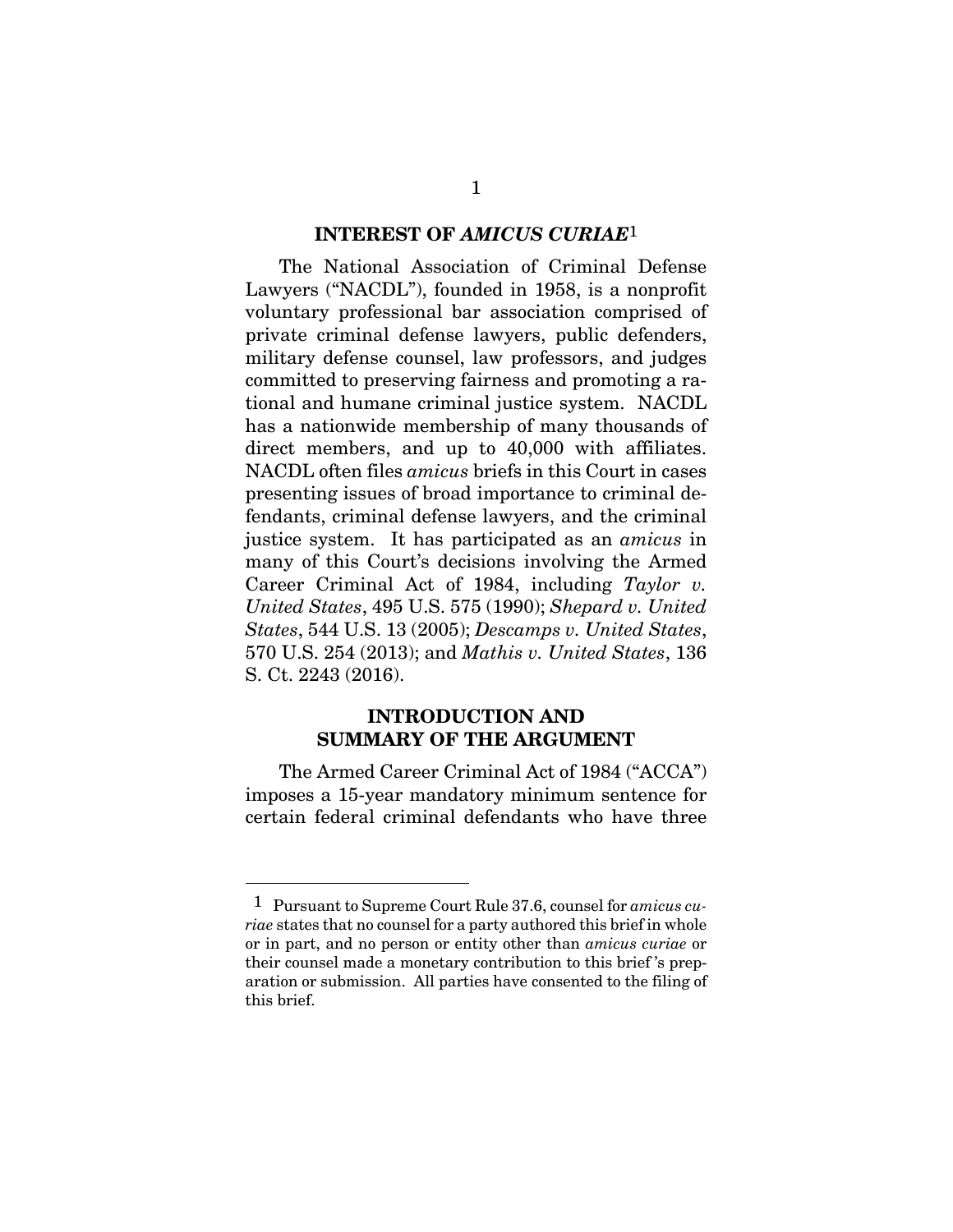## INTEREST OF *AMICUS CURIAE*[1]

The National Association of Criminal Defense Lawyers ("NACDL"), founded in 1958, is a nonprofit voluntary professional bar association comprised of private criminal defense lawyers, public defenders, military defense counsel, law professors, and judges committed to preserving fairness and promoting a rational and humane criminal justice system. NACDL has a nationwide membership of many thousands of direct members, and up to 40,000 with affiliates. NACDL often files *amicus* briefs in this Court in cases presenting issues of broad importance to criminal defendants, criminal defense lawyers, and the criminal justice system. It has participated as an *amicus* in many of this Court's decisions involving the Armed Career Criminal Act of 1984, including *Taylor v. United States*, 495 U.S. 575 (1990); *Shepard v. United States*, 544 U.S. 13 (2005); *Descamps v. United States*, 570 U.S. 254 (2013); and *Mathis v. United States*, 136 S. Ct. 2243 (2016).

## INTRODUCTION AND SUMMARY OF THE ARGUMENT

The Armed Career Criminal Act of 1984 ("ACCA") imposes a 15-year mandatory minimum sentence for certain federal criminal defendants who have three

---

[1] Pursuant to Supreme Court Rule 37.6, counsel for *amicus curiae* states that no counsel for a party authored this brief in whole or in part, and no person or entity other than *amicus curiae* or their counsel made a monetary contribution to this brief's preparation or submission. All parties have consented to the filing of this brief.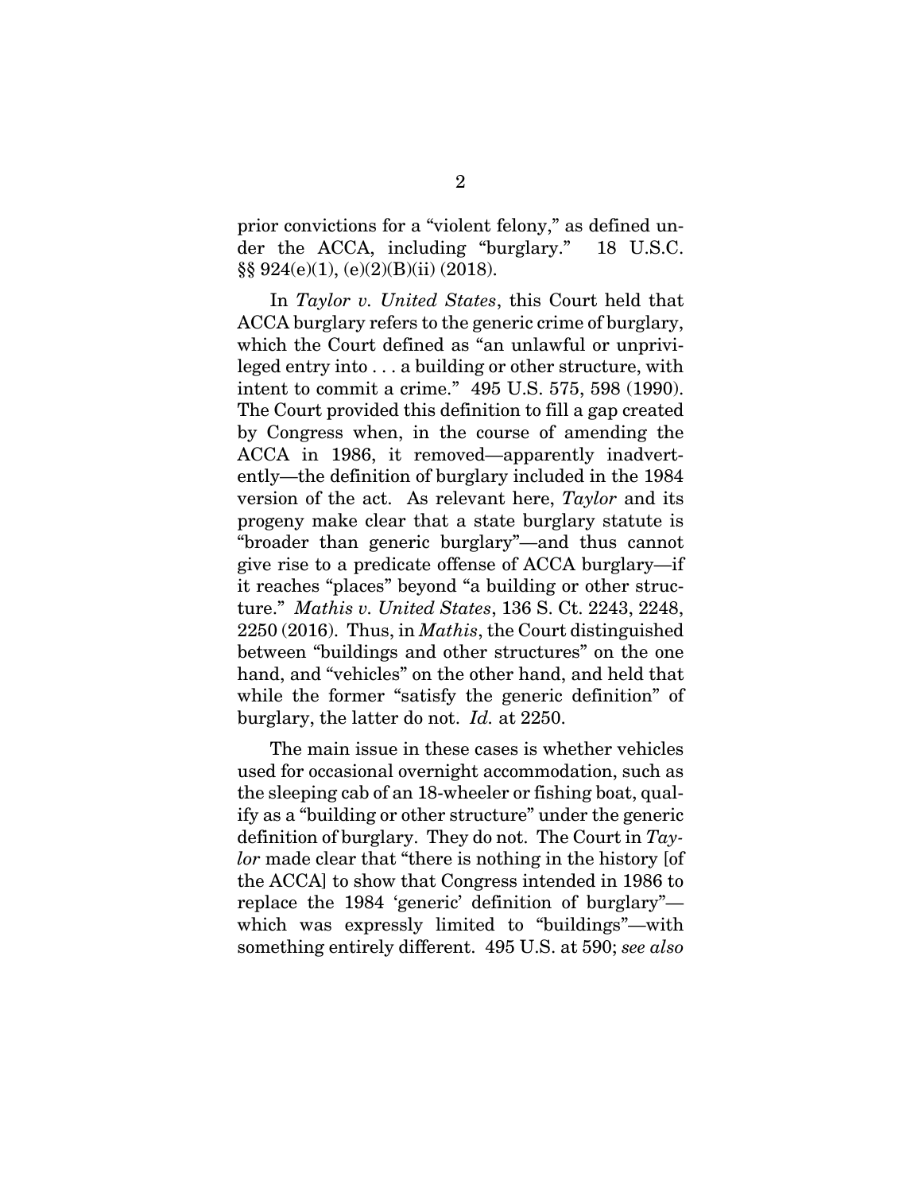prior convictions for a "violent felony," as defined under the ACCA, including "burglary." 18 U.S.C. §§ 924(e)(1), (e)(2)(B)(ii) (2018).

In *Taylor v. United States*, this Court held that ACCA burglary refers to the generic crime of burglary, which the Court defined as "an unlawful or unprivileged entry into . . . a building or other structure, with intent to commit a crime." 495 U.S. 575, 598 (1990). The Court provided this definition to fill a gap created by Congress when, in the course of amending the ACCA in 1986, it removed—apparently inadvertently—the definition of burglary included in the 1984 version of the act. As relevant here, *Taylor* and its progeny make clear that a state burglary statute is "broader than generic burglary"—and thus cannot give rise to a predicate offense of ACCA burglary—if it reaches "places" beyond "a building or other structure." *Mathis v. United States*, 136 S. Ct. 2243, 2248, 2250 (2016). Thus, in *Mathis*, the Court distinguished between "buildings and other structures" on the one hand, and "vehicles" on the other hand, and held that while the former "satisfy the generic definition" of burglary, the latter do not. *Id.* at 2250.

The main issue in these cases is whether vehicles used for occasional overnight accommodation, such as the sleeping cab of an 18-wheeler or fishing boat, qualify as a "building or other structure" under the generic definition of burglary. They do not. The Court in *Taylor* made clear that "there is nothing in the history [of the ACCA] to show that Congress intended in 1986 to replace the 1984 'generic' definition of burglary"—which was expressly limited to "buildings"—with something entirely different. 495 U.S. at 590; *see also*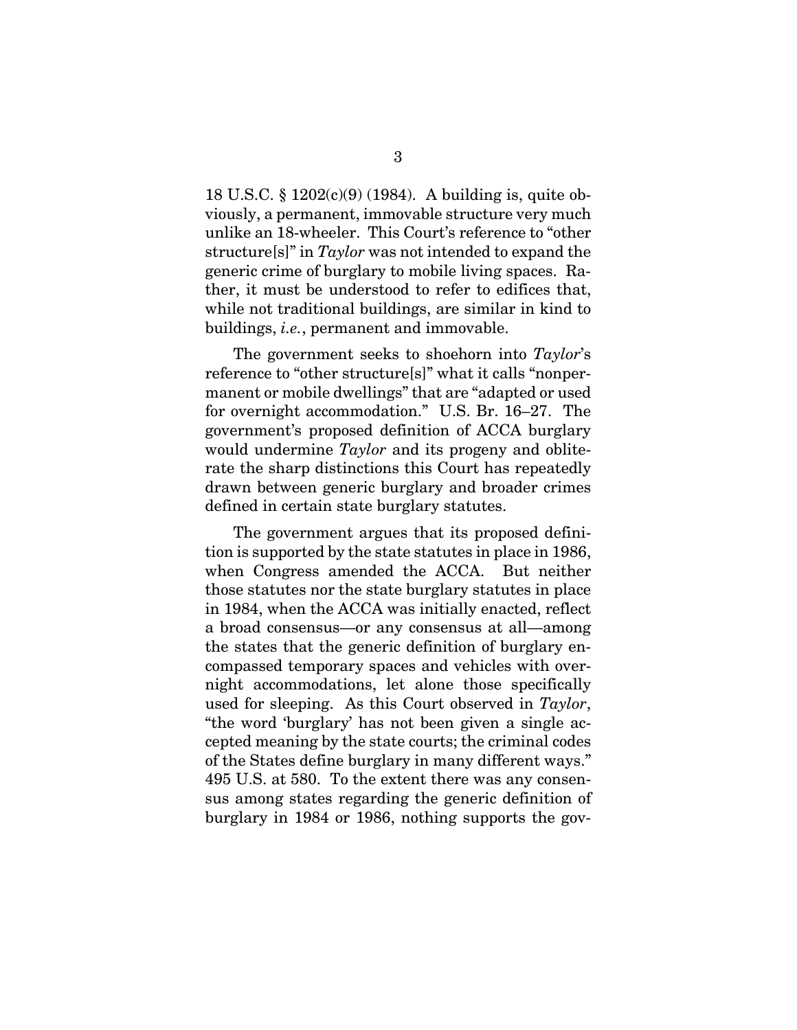18 U.S.C. § 1202(c)(9) (1984). A building is, quite obviously, a permanent, immovable structure very much unlike an 18-wheeler. This Court's reference to "other structure[s]" in *Taylor* was not intended to expand the generic crime of burglary to mobile living spaces. Rather, it must be understood to refer to edifices that, while not traditional buildings, are similar in kind to buildings, *i.e.*, permanent and immovable.

The government seeks to shoehorn into *Taylor*'s reference to "other structure[s]" what it calls "nonpermanent or mobile dwellings" that are "adapted or used for overnight accommodation." U.S. Br. 16–27. The government's proposed definition of ACCA burglary would undermine *Taylor* and its progeny and obliterate the sharp distinctions this Court has repeatedly drawn between generic burglary and broader crimes defined in certain state burglary statutes.

The government argues that its proposed definition is supported by the state statutes in place in 1986, when Congress amended the ACCA. But neither those statutes nor the state burglary statutes in place in 1984, when the ACCA was initially enacted, reflect a broad consensus—or any consensus at all—among the states that the generic definition of burglary encompassed temporary spaces and vehicles with overnight accommodations, let alone those specifically used for sleeping. As this Court observed in *Taylor*, "the word 'burglary' has not been given a single accepted meaning by the state courts; the criminal codes of the States define burglary in many different ways." 495 U.S. at 580. To the extent there was any consensus among states regarding the generic definition of burglary in 1984 or 1986, nothing supports the gov-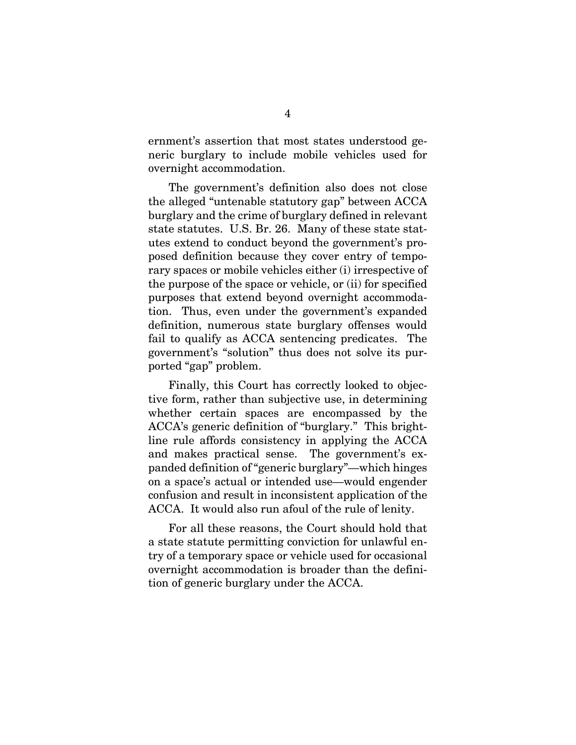ernment's assertion that most states understood generic burglary to include mobile vehicles used for overnight accommodation.

The government's definition also does not close the alleged "untenable statutory gap" between ACCA burglary and the crime of burglary defined in relevant state statutes. U.S. Br. 26. Many of these state statutes extend to conduct beyond the government's proposed definition because they cover entry of temporary spaces or mobile vehicles either (i) irrespective of the purpose of the space or vehicle, or (ii) for specified purposes that extend beyond overnight accommodation. Thus, even under the government's expanded definition, numerous state burglary offenses would fail to qualify as ACCA sentencing predicates. The government's "solution" thus does not solve its purported "gap" problem.

Finally, this Court has correctly looked to objective form, rather than subjective use, in determining whether certain spaces are encompassed by the ACCA's generic definition of "burglary." This bright-line rule affords consistency in applying the ACCA and makes practical sense. The government's expanded definition of "generic burglary"—which hinges on a space's actual or intended use—would engender confusion and result in inconsistent application of the ACCA. It would also run afoul of the rule of lenity.

For all these reasons, the Court should hold that a state statute permitting conviction for unlawful entry of a temporary space or vehicle used for occasional overnight accommodation is broader than the definition of generic burglary under the ACCA.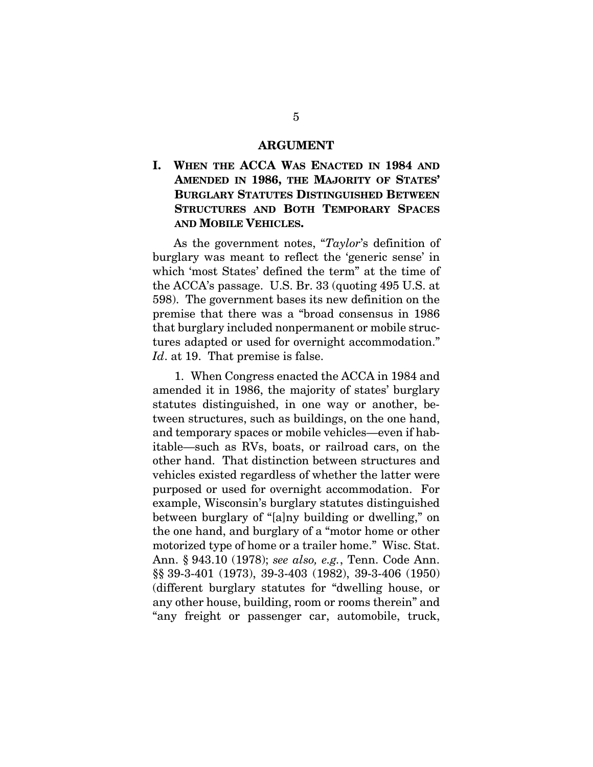# ARGUMENT

## I. When the ACCA Was Enacted in 1984 and Amended in 1986, the Majority of States' Burglary Statutes Distinguished Between Structures and Both Temporary Spaces and Mobile Vehicles.

As the government notes, "*Taylor*'s definition of burglary was meant to reflect the 'generic sense' in which 'most States' defined the term" at the time of the ACCA's passage. U.S. Br. 33 (quoting 495 U.S. at 598). The government bases its new definition on the premise that there was a "broad consensus in 1986 that burglary included nonpermanent or mobile structures adapted or used for overnight accommodation." *Id*. at 19. That premise is false.

1. When Congress enacted the ACCA in 1984 and amended it in 1986, the majority of states' burglary statutes distinguished, in one way or another, between structures, such as buildings, on the one hand, and temporary spaces or mobile vehicles—even if habitable—such as RVs, boats, or railroad cars, on the other hand. That distinction between structures and vehicles existed regardless of whether the latter were purposed or used for overnight accommodation. For example, Wisconsin's burglary statutes distinguished between burglary of "[a]ny building or dwelling," on the one hand, and burglary of a "motor home or other motorized type of home or a trailer home." Wisc. Stat. Ann. § 943.10 (1978); *see also, e.g.*, Tenn. Code Ann. §§ 39-3-401 (1973), 39-3-403 (1982), 39-3-406 (1950) (different burglary statutes for "dwelling house, or any other house, building, room or rooms therein" and "any freight or passenger car, automobile, truck,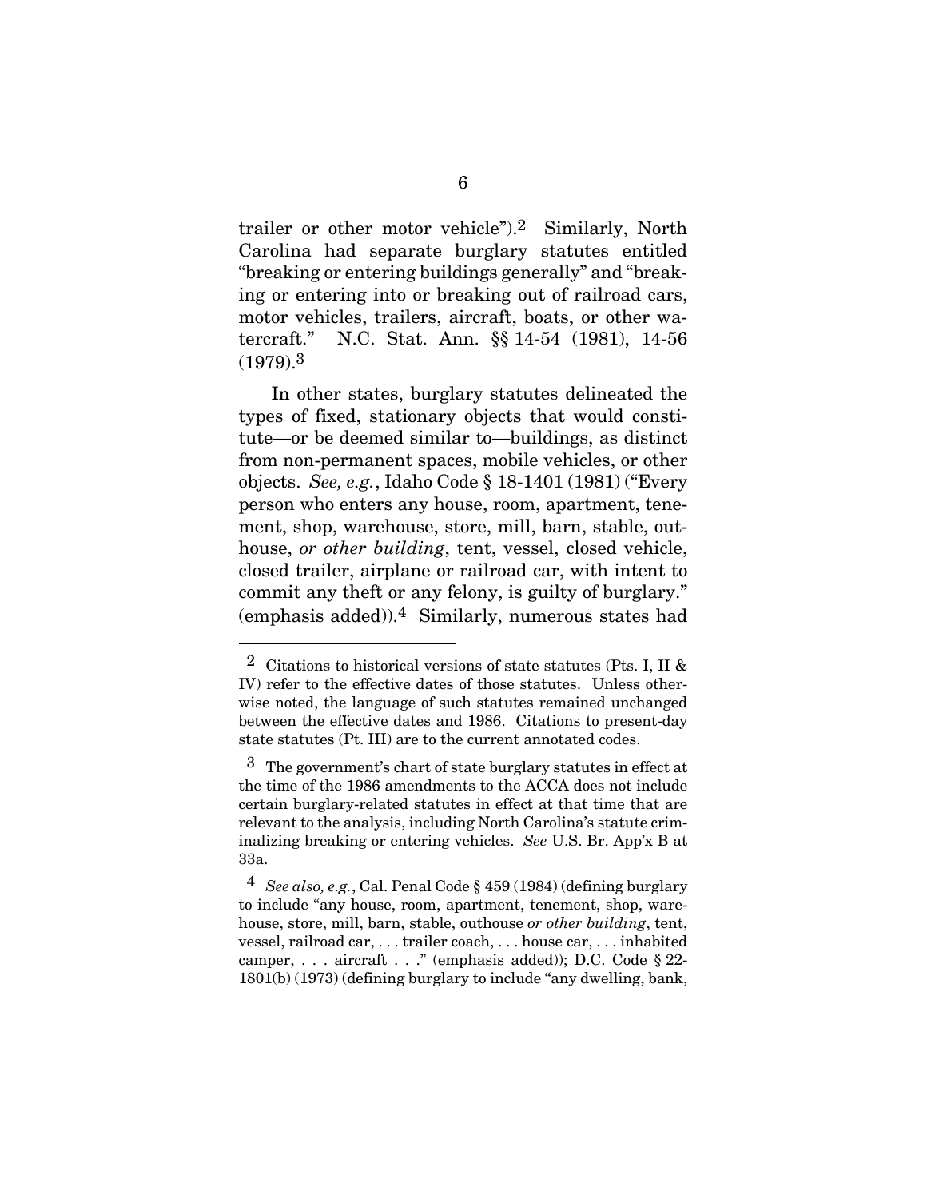trailer or other motor vehicle").[2] Similarly, North Carolina had separate burglary statutes entitled "breaking or entering buildings generally" and "breaking or entering into or breaking out of railroad cars, motor vehicles, trailers, aircraft, boats, or other watercraft." N.C. Stat. Ann. §§ 14-54 (1981), 14-56 (1979).[3]

In other states, burglary statutes delineated the types of fixed, stationary objects that would constitute—or be deemed similar to—buildings, as distinct from non-permanent spaces, mobile vehicles, or other objects. *See, e.g.*, Idaho Code § 18-1401 (1981) ("Every person who enters any house, room, apartment, tenement, shop, warehouse, store, mill, barn, stable, outhouse, *or other building*, tent, vessel, closed vehicle, closed trailer, airplane or railroad car, with intent to commit any theft or any felony, is guilty of burglary." (emphasis added)).[4] Similarly, numerous states had

---

[2] Citations to historical versions of state statutes (Pts. I, II & IV) refer to the effective dates of those statutes. Unless otherwise noted, the language of such statutes remained unchanged between the effective dates and 1986. Citations to present-day state statutes (Pt. III) are to the current annotated codes.

[3] The government's chart of state burglary statutes in effect at the time of the 1986 amendments to the ACCA does not include certain burglary-related statutes in effect at that time that are relevant to the analysis, including North Carolina's statute criminalizing breaking or entering vehicles. *See* U.S. Br. App'x B at 33a.

[4] *See also, e.g.*, Cal. Penal Code § 459 (1984) (defining burglary to include "any house, room, apartment, tenement, shop, warehouse, store, mill, barn, stable, outhouse *or other building*, tent, vessel, railroad car, . . . trailer coach, . . . house car, . . . inhabited camper, . . . aircraft . . ." (emphasis added)); D.C. Code § 22-1801(b) (1973) (defining burglary to include "any dwelling, bank,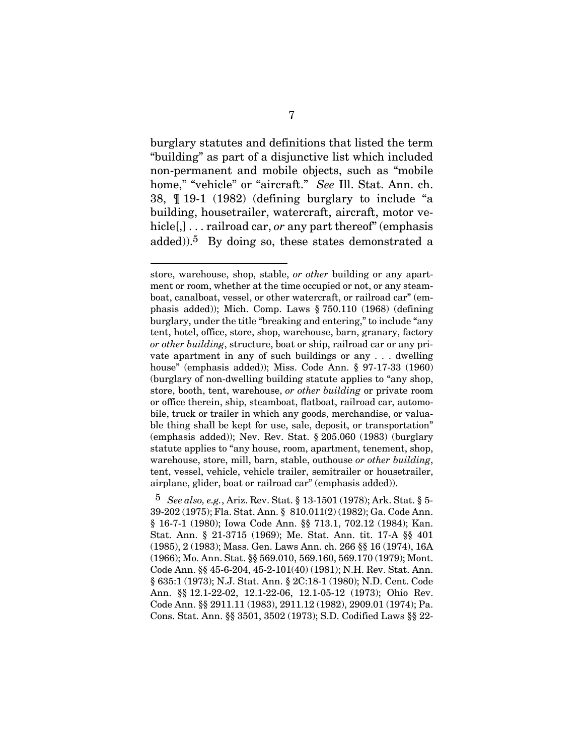burglary statutes and definitions that listed the term "building" as part of a disjunctive list which included non-permanent and mobile objects, such as "mobile home," "vehicle" or "aircraft." *See* Ill. Stat. Ann. ch. 38, ¶ 19-1 (1982) (defining burglary to include "a building, housetrailer, watercraft, aircraft, motor vehicle[,] . . . railroad car, *or* any part thereof" (emphasis added)).[5] By doing so, these states demonstrated a

---

store, warehouse, shop, stable, *or other* building or any apartment or room, whether at the time occupied or not, or any steamboat, canalboat, vessel, or other watercraft, or railroad car" (emphasis added)); Mich. Comp. Laws § 750.110 (1968) (defining burglary, under the title "breaking and entering," to include "any tent, hotel, office, store, shop, warehouse, barn, granary, factory *or other building*, structure, boat or ship, railroad car or any private apartment in any of such buildings or any . . . dwelling house" (emphasis added)); Miss. Code Ann. § 97-17-33 (1960) (burglary of non-dwelling building statute applies to "any shop, store, booth, tent, warehouse, *or other building* or private room or office therein, ship, steamboat, flatboat, railroad car, automobile, truck or trailer in which any goods, merchandise, or valuable thing shall be kept for use, sale, deposit, or transportation" (emphasis added)); Nev. Rev. Stat. § 205.060 (1983) (burglary statute applies to "any house, room, apartment, tenement, shop, warehouse, store, mill, barn, stable, outhouse *or other building*, tent, vessel, vehicle, vehicle trailer, semitrailer or housetrailer, airplane, glider, boat or railroad car" (emphasis added)).

[5] *See also, e.g.*, Ariz. Rev. Stat. § 13-1501 (1978); Ark. Stat. § 5-39-202 (1975); Fla. Stat. Ann. § 810.011(2) (1982); Ga. Code Ann. § 16-7-1 (1980); Iowa Code Ann. §§ 713.1, 702.12 (1984); Kan. Stat. Ann. § 21-3715 (1969); Me. Stat. Ann. tit. 17-A §§ 401 (1985), 2 (1983); Mass. Gen. Laws Ann. ch. 266 §§ 16 (1974), 16A (1966); Mo. Ann. Stat. §§ 569.010, 569.160, 569.170 (1979); Mont. Code Ann. §§ 45-6-204, 45-2-101(40) (1981); N.H. Rev. Stat. Ann. § 635:1 (1973); N.J. Stat. Ann. § 2C:18-1 (1980); N.D. Cent. Code Ann. §§ 12.1-22-02, 12.1-22-06, 12.1-05-12 (1973); Ohio Rev. Code Ann. §§ 2911.11 (1983), 2911.12 (1982), 2909.01 (1974); Pa. Cons. Stat. Ann. §§ 3501, 3502 (1973); S.D. Codified Laws §§ 22-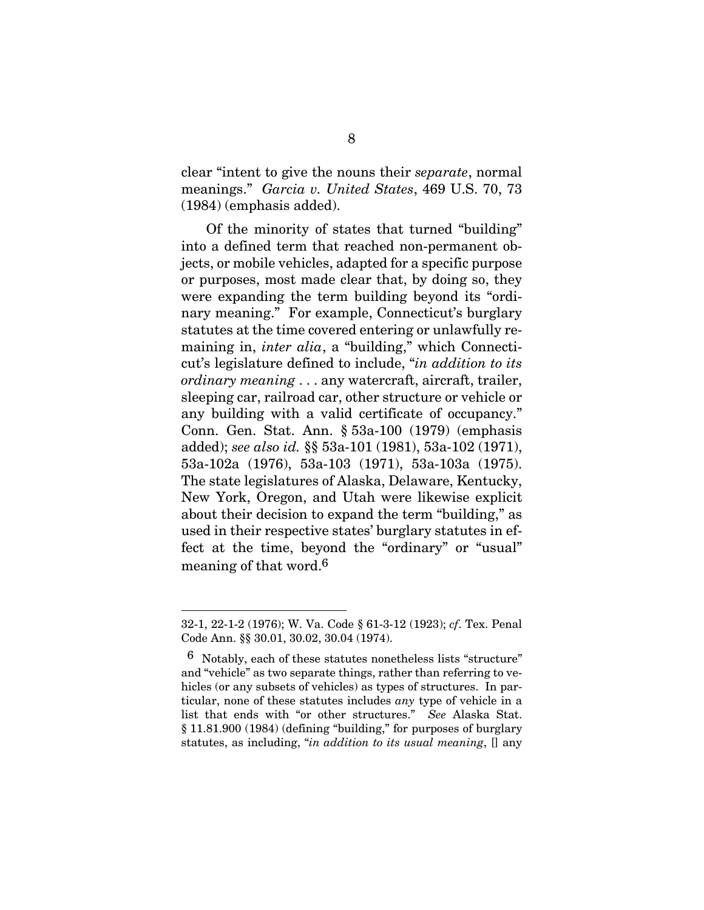clear "intent to give the nouns their *separate*, normal meanings." *Garcia v. United States*, 469 U.S. 70, 73 (1984) (emphasis added).

Of the minority of states that turned "building" into a defined term that reached non-permanent objects, or mobile vehicles, adapted for a specific purpose or purposes, most made clear that, by doing so, they were expanding the term building beyond its "ordinary meaning." For example, Connecticut's burglary statutes at the time covered entering or unlawfully remaining in, *inter alia*, a "building," which Connecticut's legislature defined to include, "*in addition to its ordinary meaning* . . . any watercraft, aircraft, trailer, sleeping car, railroad car, other structure or vehicle or any building with a valid certificate of occupancy." Conn. Gen. Stat. Ann. § 53a-100 (1979) (emphasis added); *see also id.* §§ 53a-101 (1981), 53a-102 (1971), 53a-102a (1976), 53a-103 (1971), 53a-103a (1975). The state legislatures of Alaska, Delaware, Kentucky, New York, Oregon, and Utah were likewise explicit about their decision to expand the term "building," as used in their respective states' burglary statutes in effect at the time, beyond the "ordinary" or "usual" meaning of that word.[6]

---

32-1, 22-1-2 (1976); W. Va. Code § 61-3-12 (1923); *cf*. Tex. Penal Code Ann. §§ 30.01, 30.02, 30.04 (1974).

[6] Notably, each of these statutes nonetheless lists "structure" and "vehicle" as two separate things, rather than referring to vehicles (or any subsets of vehicles) as types of structures. In particular, none of these statutes includes *any* type of vehicle in a list that ends with "or other structures." *See* Alaska Stat. § 11.81.900 (1984) (defining "building," for purposes of burglary statutes, as including, "*in addition to its usual meaning*, [] any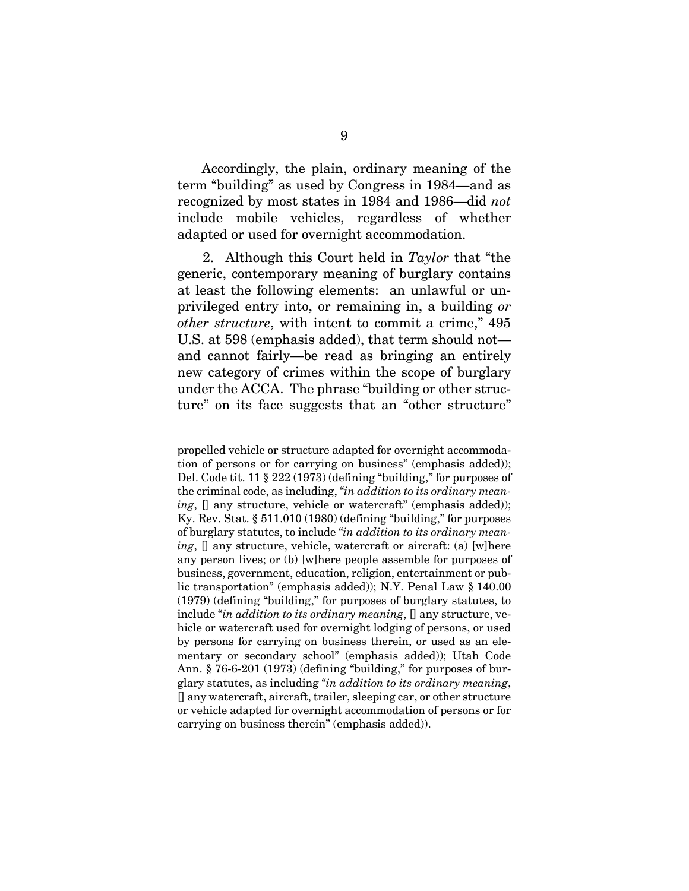Accordingly, the plain, ordinary meaning of the term "building" as used by Congress in 1984—and as recognized by most states in 1984 and 1986—did *not* include mobile vehicles, regardless of whether adapted or used for overnight accommodation.

2. Although this Court held in *Taylor* that "the generic, contemporary meaning of burglary contains at least the following elements: an unlawful or unprivileged entry into, or remaining in, a building *or other structure*, with intent to commit a crime," 495 U.S. at 598 (emphasis added), that term should not—and cannot fairly—be read as bringing an entirely new category of crimes within the scope of burglary under the ACCA. The phrase "building or other structure" on its face suggests that an "other structure"

---

propelled vehicle or structure adapted for overnight accommodation of persons or for carrying on business" (emphasis added)); Del. Code tit. 11 § 222 (1973) (defining "building," for purposes of the criminal code, as including, "*in addition to its ordinary meaning*, [] any structure, vehicle or watercraft" (emphasis added)); Ky. Rev. Stat. § 511.010 (1980) (defining "building," for purposes of burglary statutes, to include "*in addition to its ordinary meaning*, [] any structure, vehicle, watercraft or aircraft: (a) [w]here any person lives; or (b) [w]here people assemble for purposes of business, government, education, religion, entertainment or public transportation" (emphasis added)); N.Y. Penal Law § 140.00 (1979) (defining "building," for purposes of burglary statutes, to include "*in addition to its ordinary meaning*, [] any structure, vehicle or watercraft used for overnight lodging of persons, or used by persons for carrying on business therein, or used as an elementary or secondary school" (emphasis added)); Utah Code Ann. § 76-6-201 (1973) (defining "building," for purposes of burglary statutes, as including "*in addition to its ordinary meaning*, [] any watercraft, aircraft, trailer, sleeping car, or other structure or vehicle adapted for overnight accommodation of persons or for carrying on business therein" (emphasis added)).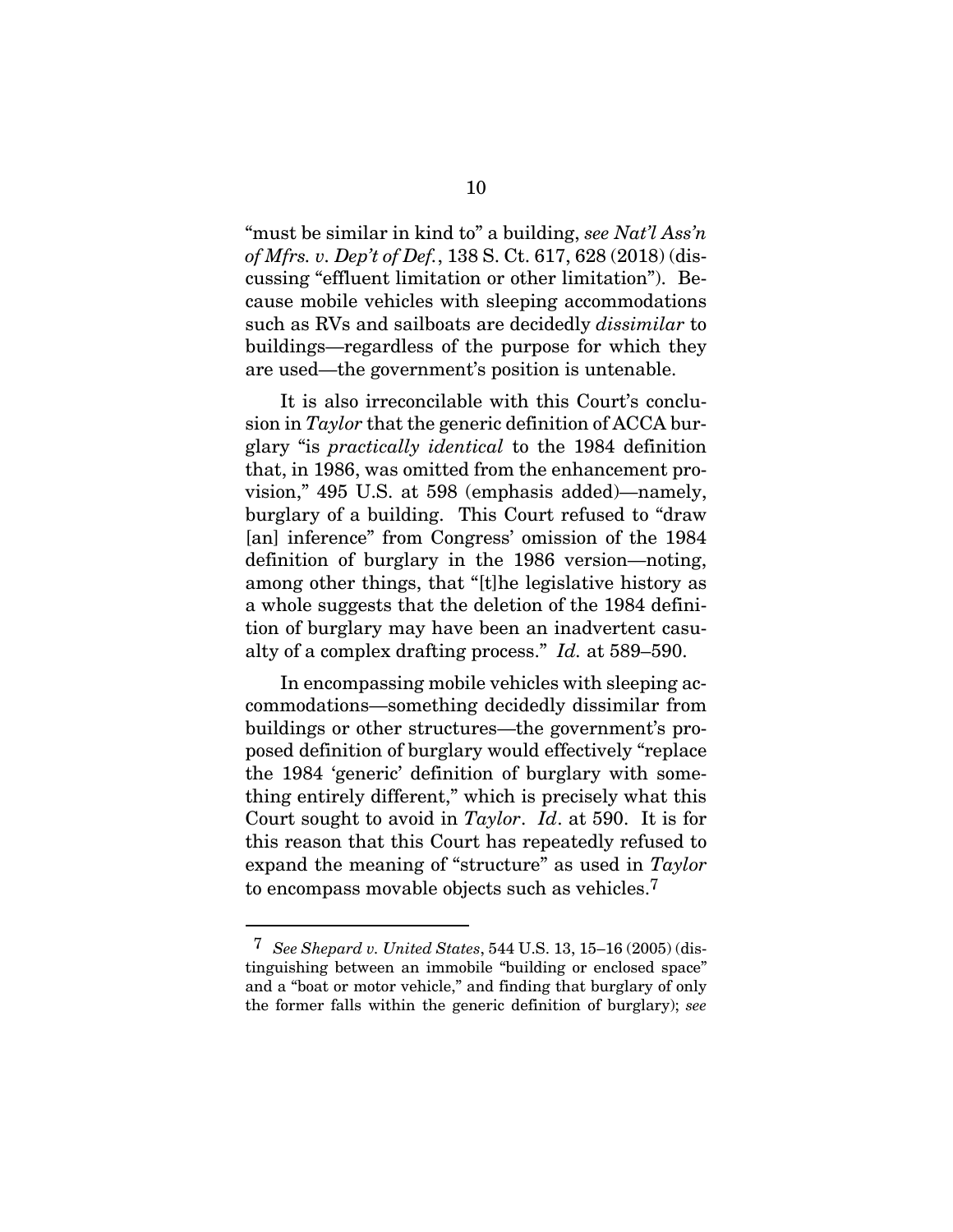"must be similar in kind to" a building, *see Nat'l Ass'n of Mfrs. v. Dep't of Def.*, 138 S. Ct. 617, 628 (2018) (discussing "effluent limitation or other limitation"). Because mobile vehicles with sleeping accommodations such as RVs and sailboats are decidedly *dissimilar* to buildings—regardless of the purpose for which they are used—the government's position is untenable.

It is also irreconcilable with this Court's conclusion in *Taylor* that the generic definition of ACCA burglary "is *practically identical* to the 1984 definition that, in 1986, was omitted from the enhancement provision," 495 U.S. at 598 (emphasis added)—namely, burglary of a building. This Court refused to "draw [an] inference" from Congress' omission of the 1984 definition of burglary in the 1986 version—noting, among other things, that "[t]he legislative history as a whole suggests that the deletion of the 1984 definition of burglary may have been an inadvertent casualty of a complex drafting process." *Id.* at 589–590.

In encompassing mobile vehicles with sleeping accommodations—something decidedly dissimilar from buildings or other structures—the government's proposed definition of burglary would effectively "replace the 1984 'generic' definition of burglary with something entirely different," which is precisely what this Court sought to avoid in *Taylor*. *Id*. at 590. It is for this reason that this Court has repeatedly refused to expand the meaning of "structure" as used in *Taylor* to encompass movable objects such as vehicles.[7]

[7] *See Shepard v. United States*, 544 U.S. 13, 15–16 (2005) (distinguishing between an immobile "building or enclosed space" and a "boat or motor vehicle," and finding that burglary of only the former falls within the generic definition of burglary); *see*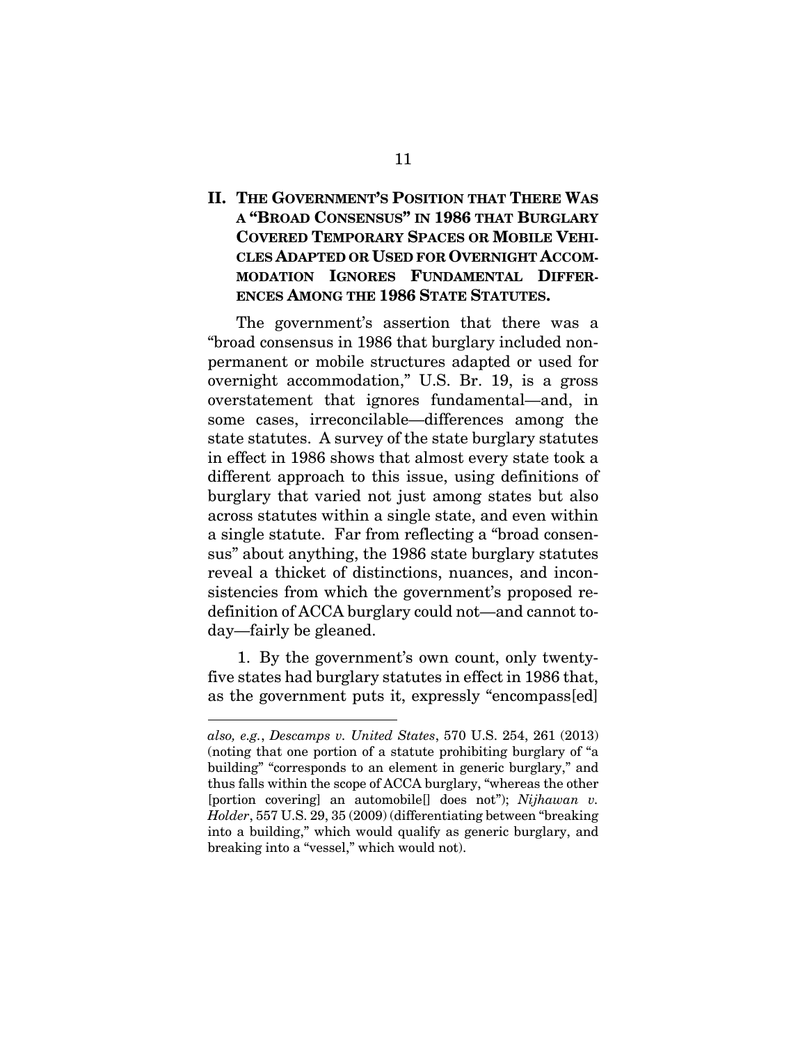## II. THE GOVERNMENT'S POSITION THAT THERE WAS A "BROAD CONSENSUS" IN 1986 THAT BURGLARY COVERED TEMPORARY SPACES OR MOBILE VEHICLES ADAPTED OR USED FOR OVERNIGHT ACCOMMODATION IGNORES FUNDAMENTAL DIFFERENCES AMONG THE 1986 STATE STATUTES.

The government's assertion that there was a "broad consensus in 1986 that burglary included non-permanent or mobile structures adapted or used for overnight accommodation," U.S. Br. 19, is a gross overstatement that ignores fundamental—and, in some cases, irreconcilable—differences among the state statutes. A survey of the state burglary statutes in effect in 1986 shows that almost every state took a different approach to this issue, using definitions of burglary that varied not just among states but also across statutes within a single state, and even within a single statute. Far from reflecting a "broad consensus" about anything, the 1986 state burglary statutes reveal a thicket of distinctions, nuances, and inconsistencies from which the government's proposed redefinition of ACCA burglary could not—and cannot today—fairly be gleaned.

1. By the government's own count, only twenty-five states had burglary statutes in effect in 1986 that, as the government puts it, expressly "encompass[ed]

---

*also, e.g.*, *Descamps v. United States*, 570 U.S. 254, 261 (2013) (noting that one portion of a statute prohibiting burglary of "a building" "corresponds to an element in generic burglary," and thus falls within the scope of ACCA burglary, "whereas the other [portion covering] an automobile[] does not"); *Nijhawan v. Holder*, 557 U.S. 29, 35 (2009) (differentiating between "breaking into a building," which would qualify as generic burglary, and breaking into a "vessel," which would not).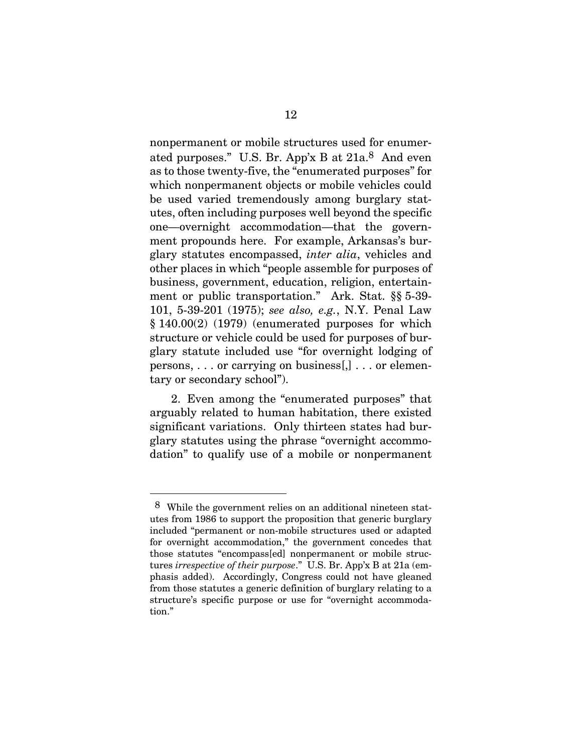nonpermanent or mobile structures used for enumerated purposes." U.S. Br. App'x B at 21a.[8] And even as to those twenty-five, the "enumerated purposes" for which nonpermanent objects or mobile vehicles could be used varied tremendously among burglary statutes, often including purposes well beyond the specific one—overnight accommodation—that the government propounds here. For example, Arkansas's burglary statutes encompassed, *inter alia*, vehicles and other places in which "people assemble for purposes of business, government, education, religion, entertainment or public transportation." Ark. Stat. §§ 5-39-101, 5-39-201 (1975); *see also, e.g.*, N.Y. Penal Law § 140.00(2) (1979) (enumerated purposes for which structure or vehicle could be used for purposes of burglary statute included use "for overnight lodging of persons, . . . or carrying on business[,] . . . or elementary or secondary school").

2. Even among the "enumerated purposes" that arguably related to human habitation, there existed significant variations. Only thirteen states had burglary statutes using the phrase "overnight accommodation" to qualify use of a mobile or nonpermanent

---

[8] While the government relies on an additional nineteen statutes from 1986 to support the proposition that generic burglary included "permanent or non-mobile structures used or adapted for overnight accommodation," the government concedes that those statutes "encompass[ed] nonpermanent or mobile structures *irrespective of their purpose*." U.S. Br. App'x B at 21a (emphasis added). Accordingly, Congress could not have gleaned from those statutes a generic definition of burglary relating to a structure's specific purpose or use for "overnight accommodation."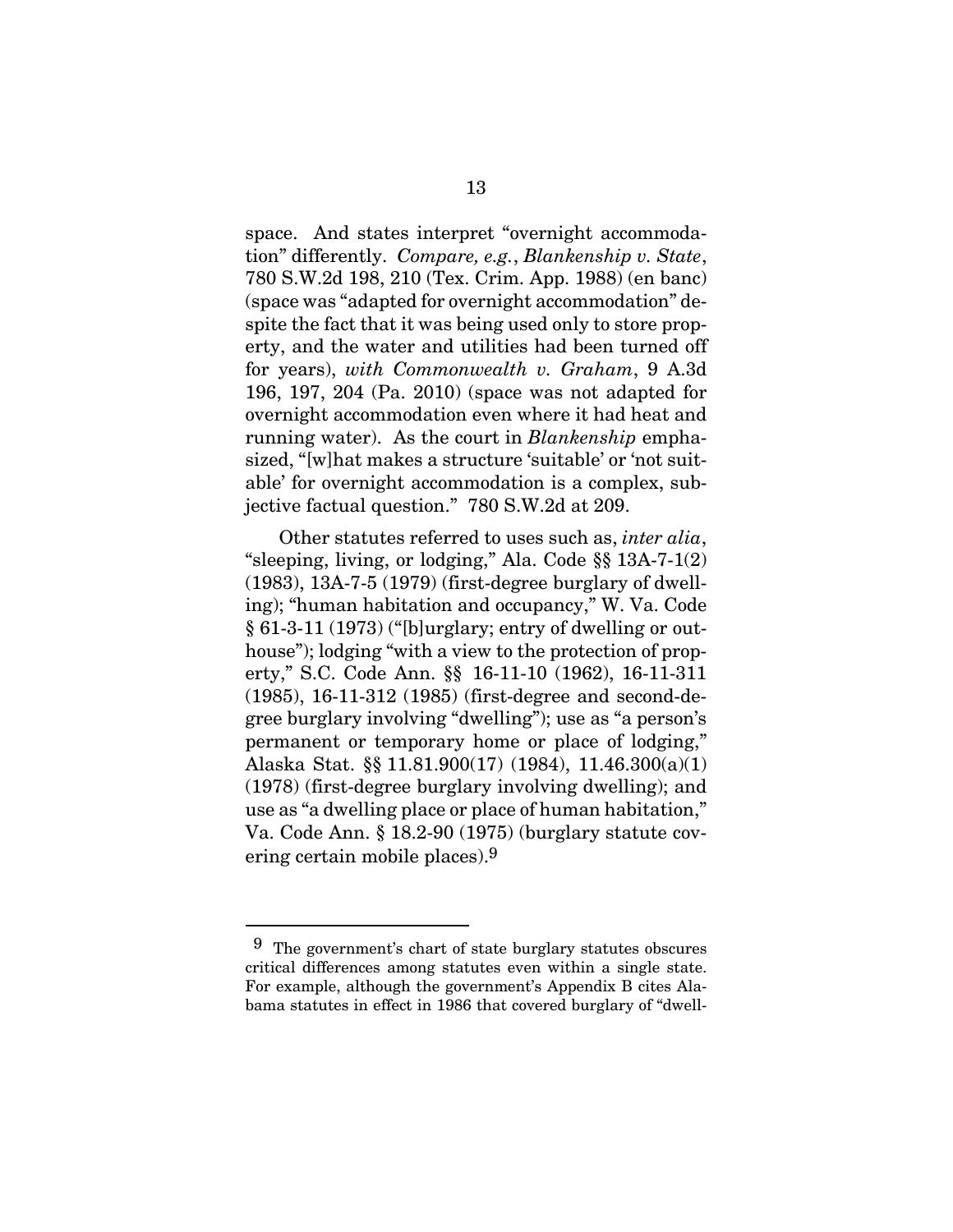space. And states interpret "overnight accommodation" differently. *Compare, e.g.*, *Blankenship v. State*, 780 S.W.2d 198, 210 (Tex. Crim. App. 1988) (en banc) (space was "adapted for overnight accommodation" despite the fact that it was being used only to store property, and the water and utilities had been turned off for years), *with Commonwealth v. Graham*, 9 A.3d 196, 197, 204 (Pa. 2010) (space was not adapted for overnight accommodation even where it had heat and running water). As the court in *Blankenship* emphasized, "[w]hat makes a structure 'suitable' or 'not suitable' for overnight accommodation is a complex, subjective factual question." 780 S.W.2d at 209.

Other statutes referred to uses such as, *inter alia*, "sleeping, living, or lodging," Ala. Code §§ 13A-7-1(2) (1983), 13A-7-5 (1979) (first-degree burglary of dwelling); "human habitation and occupancy," W. Va. Code § 61-3-11 (1973) ("[b]urglary; entry of dwelling or outhouse"); lodging "with a view to the protection of property," S.C. Code Ann. §§ 16-11-10 (1962), 16-11-311 (1985), 16-11-312 (1985) (first-degree and second-degree burglary involving "dwelling"); use as "a person's permanent or temporary home or place of lodging," Alaska Stat. §§ 11.81.900(17) (1984), 11.46.300(a)(1) (1978) (first-degree burglary involving dwelling); and use as "a dwelling place or place of human habitation," Va. Code Ann. § 18.2-90 (1975) (burglary statute covering certain mobile places).[9]

---

[9] The government's chart of state burglary statutes obscures critical differences among statutes even within a single state. For example, although the government's Appendix B cites Alabama statutes in effect in 1986 that covered burglary of "dwell-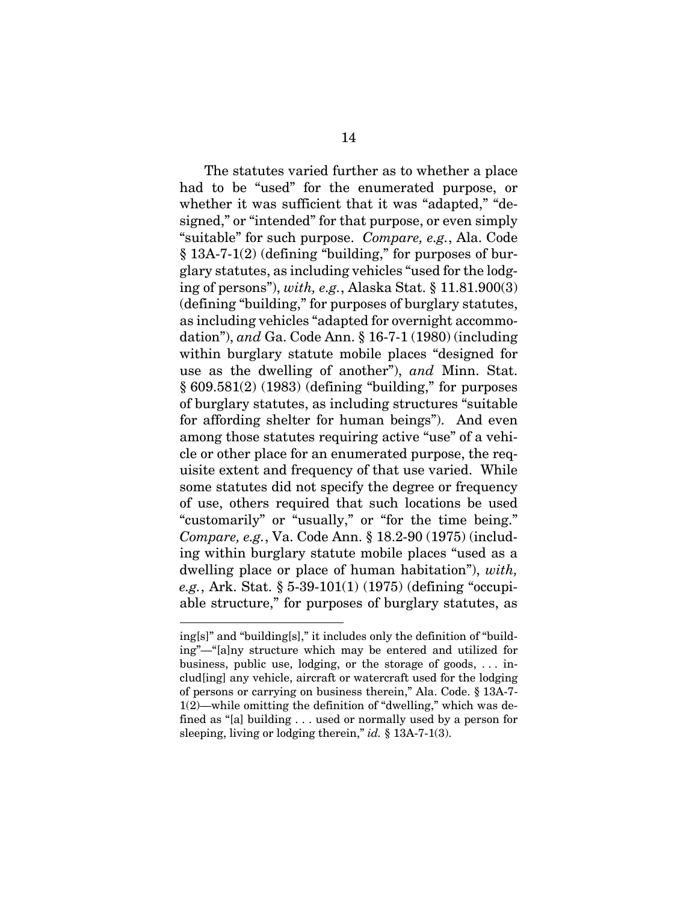The statutes varied further as to whether a place had to be "used" for the enumerated purpose, or whether it was sufficient that it was "adapted," "designed," or "intended" for that purpose, or even simply "suitable" for such purpose. *Compare, e.g.*, Ala. Code § 13A-7-1(2) (defining "building," for purposes of burglary statutes, as including vehicles "used for the lodging of persons"), *with, e.g.*, Alaska Stat. § 11.81.900(3) (defining "building," for purposes of burglary statutes, as including vehicles "adapted for overnight accommodation"), *and* Ga. Code Ann. § 16-7-1 (1980) (including within burglary statute mobile places "designed for use as the dwelling of another"), *and* Minn. Stat. § 609.581(2) (1983) (defining "building," for purposes of burglary statutes, as including structures "suitable for affording shelter for human beings"). And even among those statutes requiring active "use" of a vehicle or other place for an enumerated purpose, the requisite extent and frequency of that use varied. While some statutes did not specify the degree or frequency of use, others required that such locations be used "customarily" or "usually," or "for the time being." *Compare, e.g.*, Va. Code Ann. § 18.2-90 (1975) (including within burglary statute mobile places "used as a dwelling place or place of human habitation"), *with, e.g.*, Ark. Stat. § 5-39-101(1) (1975) (defining "occupiable structure," for purposes of burglary statutes, as

---

ing[s]" and "building[s]," it includes only the definition of "building"—"[a]ny structure which may be entered and utilized for business, public use, lodging, or the storage of goods, . . . includ[ing] any vehicle, aircraft or watercraft used for the lodging of persons or carrying on business therein," Ala. Code. § 13A-7-1(2)—while omitting the definition of "dwelling," which was defined as "[a] building . . . used or normally used by a person for sleeping, living or lodging therein," *id.* § 13A-7-1(3).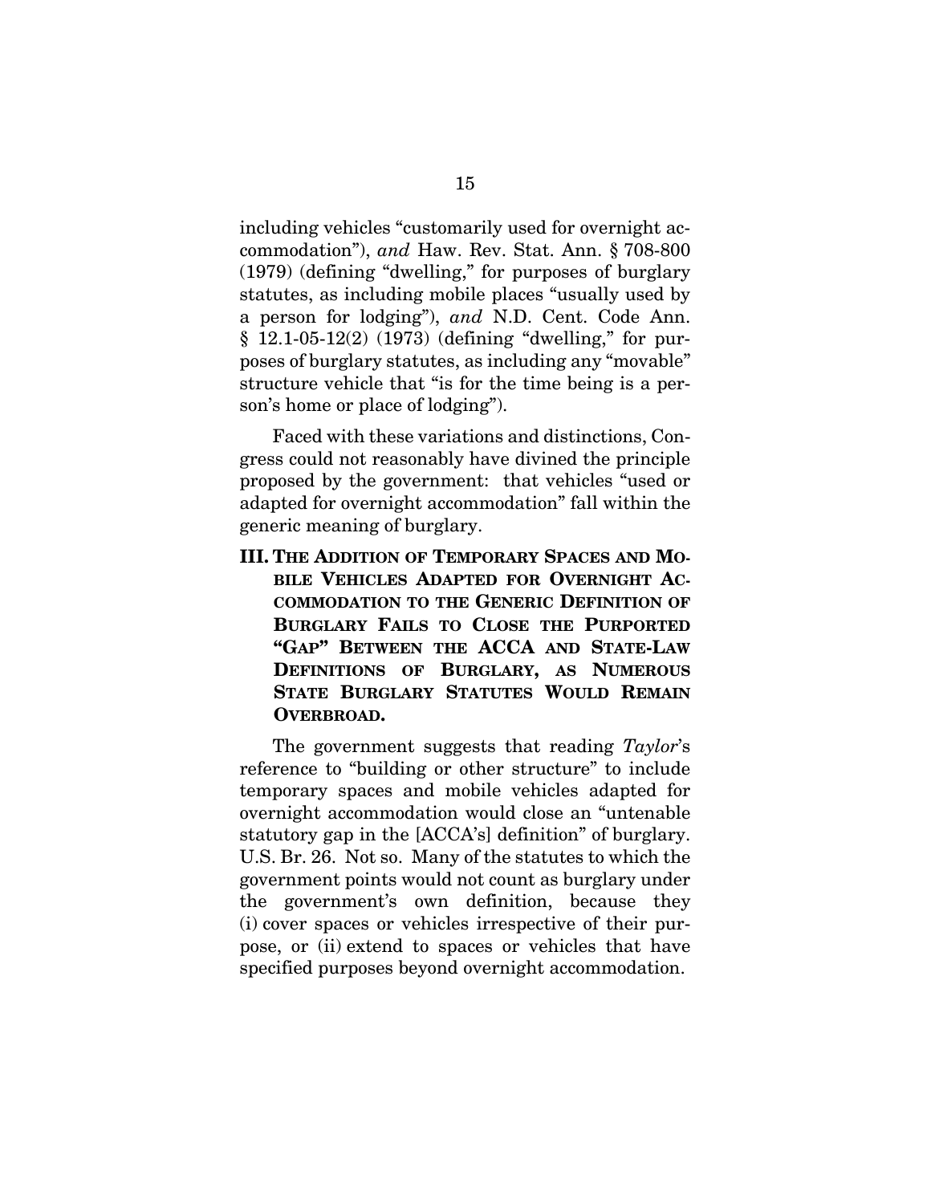including vehicles "customarily used for overnight accommodation"), *and* Haw. Rev. Stat. Ann. § 708-800 (1979) (defining "dwelling," for purposes of burglary statutes, as including mobile places "usually used by a person for lodging"), *and* N.D. Cent. Code Ann. § 12.1-05-12(2) (1973) (defining "dwelling," for purposes of burglary statutes, as including any "movable" structure vehicle that "is for the time being is a person's home or place of lodging").

Faced with these variations and distinctions, Congress could not reasonably have divined the principle proposed by the government: that vehicles "used or adapted for overnight accommodation" fall within the generic meaning of burglary.

## III. THE ADDITION OF TEMPORARY SPACES AND MOBILE VEHICLES ADAPTED FOR OVERNIGHT ACCOMMODATION TO THE GENERIC DEFINITION OF BURGLARY FAILS TO CLOSE THE PURPORTED "GAP" BETWEEN THE ACCA AND STATE-LAW DEFINITIONS OF BURGLARY, AS NUMEROUS STATE BURGLARY STATUTES WOULD REMAIN OVERBROAD.

The government suggests that reading *Taylor*'s reference to "building or other structure" to include temporary spaces and mobile vehicles adapted for overnight accommodation would close an "untenable statutory gap in the [ACCA's] definition" of burglary. U.S. Br. 26. Not so. Many of the statutes to which the government points would not count as burglary under the government's own definition, because they (i) cover spaces or vehicles irrespective of their purpose, or (ii) extend to spaces or vehicles that have specified purposes beyond overnight accommodation.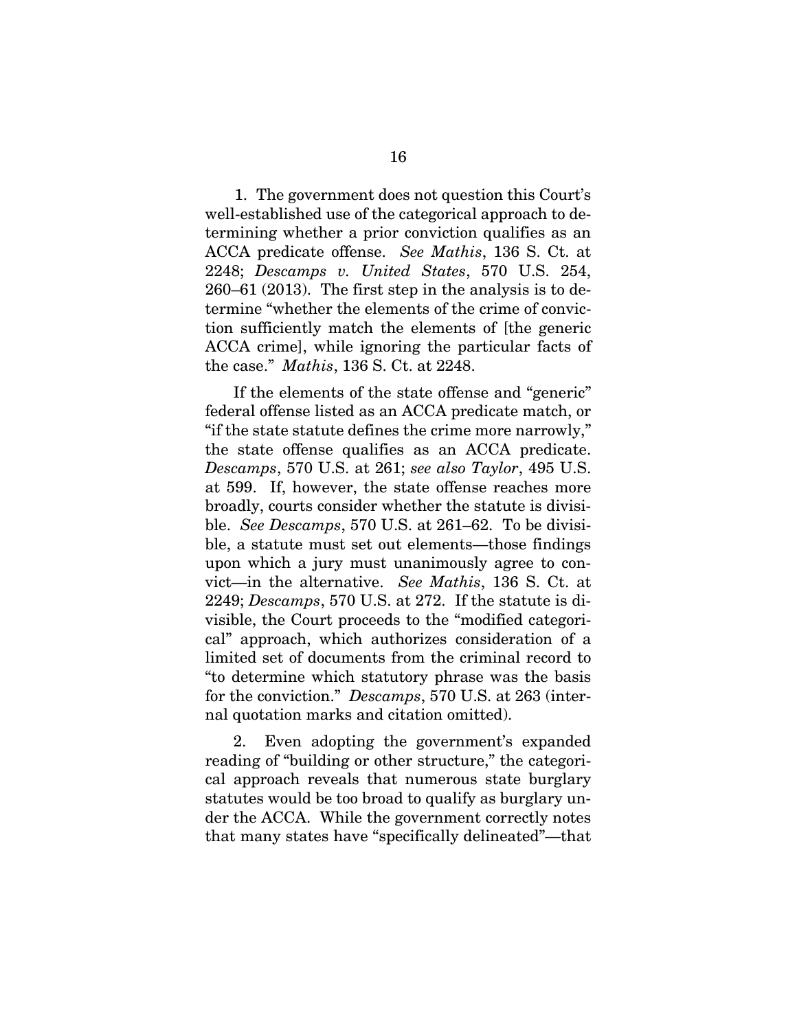1. The government does not question this Court's well-established use of the categorical approach to determining whether a prior conviction qualifies as an ACCA predicate offense. *See Mathis*, 136 S. Ct. at 2248; *Descamps v. United States*, 570 U.S. 254, 260–61 (2013). The first step in the analysis is to determine "whether the elements of the crime of conviction sufficiently match the elements of [the generic ACCA crime], while ignoring the particular facts of the case." *Mathis*, 136 S. Ct. at 2248.

If the elements of the state offense and "generic" federal offense listed as an ACCA predicate match, or "if the state statute defines the crime more narrowly," the state offense qualifies as an ACCA predicate. *Descamps*, 570 U.S. at 261; *see also Taylor*, 495 U.S. at 599. If, however, the state offense reaches more broadly, courts consider whether the statute is divisible. *See Descamps*, 570 U.S. at 261–62. To be divisible, a statute must set out elements—those findings upon which a jury must unanimously agree to convict—in the alternative. *See Mathis*, 136 S. Ct. at 2249; *Descamps*, 570 U.S. at 272. If the statute is divisible, the Court proceeds to the "modified categorical" approach, which authorizes consideration of a limited set of documents from the criminal record to "to determine which statutory phrase was the basis for the conviction." *Descamps*, 570 U.S. at 263 (internal quotation marks and citation omitted).

2. Even adopting the government's expanded reading of "building or other structure," the categorical approach reveals that numerous state burglary statutes would be too broad to qualify as burglary under the ACCA. While the government correctly notes that many states have "specifically delineated"—that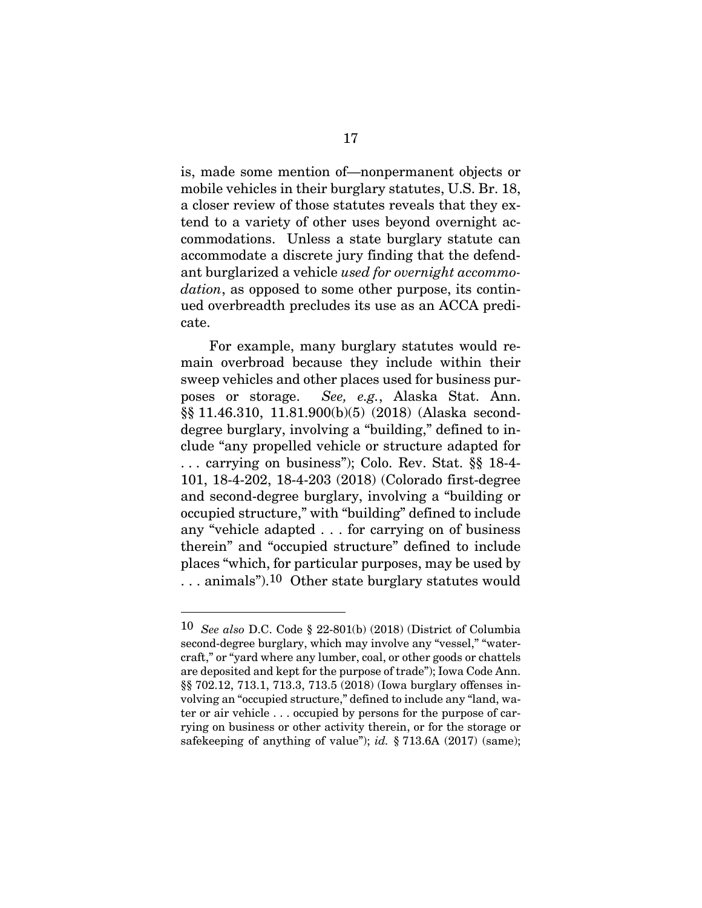is, made some mention of—nonpermanent objects or mobile vehicles in their burglary statutes, U.S. Br. 18, a closer review of those statutes reveals that they extend to a variety of other uses beyond overnight accommodations. Unless a state burglary statute can accommodate a discrete jury finding that the defendant burglarized a vehicle *used for overnight accommodation*, as opposed to some other purpose, its continued overbreadth precludes its use as an ACCA predicate.

For example, many burglary statutes would remain overbroad because they include within their sweep vehicles and other places used for business purposes or storage. *See, e.g.*, Alaska Stat. Ann. §§ 11.46.310, 11.81.900(b)(5) (2018) (Alaska second-degree burglary, involving a "building," defined to include "any propelled vehicle or structure adapted for . . . carrying on business"); Colo. Rev. Stat. §§ 18-4-101, 18-4-202, 18-4-203 (2018) (Colorado first-degree and second-degree burglary, involving a "building or occupied structure," with "building" defined to include any "vehicle adapted . . . for carrying on of business therein" and "occupied structure" defined to include places "which, for particular purposes, may be used by . . . animals").[10] Other state burglary statutes would

---

[10] *See also* D.C. Code § 22-801(b) (2018) (District of Columbia second-degree burglary, which may involve any "vessel," "watercraft," or "yard where any lumber, coal, or other goods or chattels are deposited and kept for the purpose of trade"); Iowa Code Ann. §§ 702.12, 713.1, 713.3, 713.5 (2018) (Iowa burglary offenses involving an "occupied structure," defined to include any "land, water or air vehicle . . . occupied by persons for the purpose of carrying on business or other activity therein, or for the storage or safekeeping of anything of value"); *id.* § 713.6A (2017) (same);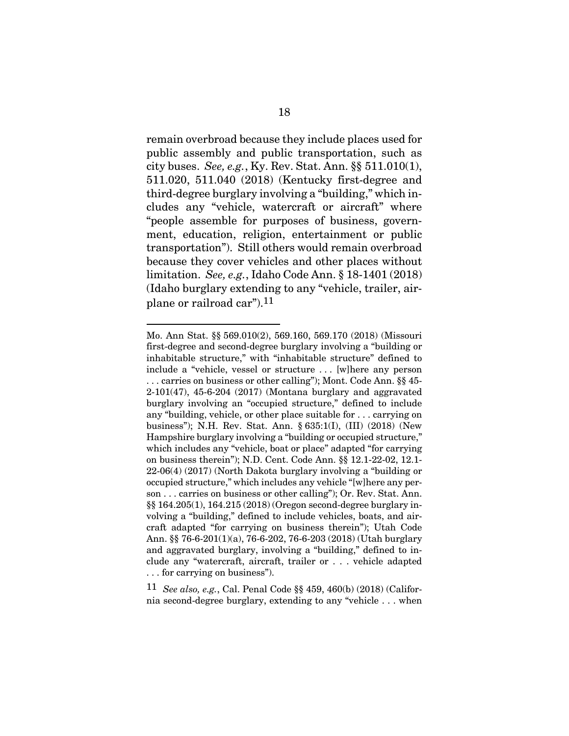remain overbroad because they include places used for public assembly and public transportation, such as city buses. *See, e.g.*, Ky. Rev. Stat. Ann. §§ 511.010(1), 511.020, 511.040 (2018) (Kentucky first-degree and third-degree burglary involving a "building," which includes any "vehicle, watercraft or aircraft" where "people assemble for purposes of business, government, education, religion, entertainment or public transportation"). Still others would remain overbroad because they cover vehicles and other places without limitation. *See, e.g.*, Idaho Code Ann. § 18-1401 (2018) (Idaho burglary extending to any "vehicle, trailer, airplane or railroad car").[11]

---

Mo. Ann Stat. §§ 569.010(2), 569.160, 569.170 (2018) (Missouri first-degree and second-degree burglary involving a "building or inhabitable structure," with "inhabitable structure" defined to include a "vehicle, vessel or structure . . . [w]here any person . . . carries on business or other calling"); Mont. Code Ann. §§ 45-2-101(47), 45-6-204 (2017) (Montana burglary and aggravated burglary involving an "occupied structure," defined to include any "building, vehicle, or other place suitable for . . . carrying on business"); N.H. Rev. Stat. Ann. § 635:1(I), (III) (2018) (New Hampshire burglary involving a "building or occupied structure," which includes any "vehicle, boat or place" adapted "for carrying on business therein"); N.D. Cent. Code Ann. §§ 12.1-22-02, 12.1-22-06(4) (2017) (North Dakota burglary involving a "building or occupied structure," which includes any vehicle "[w]here any person . . . carries on business or other calling"); Or. Rev. Stat. Ann. §§ 164.205(1), 164.215 (2018) (Oregon second-degree burglary involving a "building," defined to include vehicles, boats, and aircraft adapted "for carrying on business therein"); Utah Code Ann. §§ 76-6-201(1)(a), 76-6-202, 76-6-203 (2018) (Utah burglary and aggravated burglary, involving a "building," defined to include any "watercraft, aircraft, trailer or . . . vehicle adapted . . . for carrying on business").

[11] *See also, e.g.*, Cal. Penal Code §§ 459, 460(b) (2018) (California second-degree burglary, extending to any "vehicle . . . when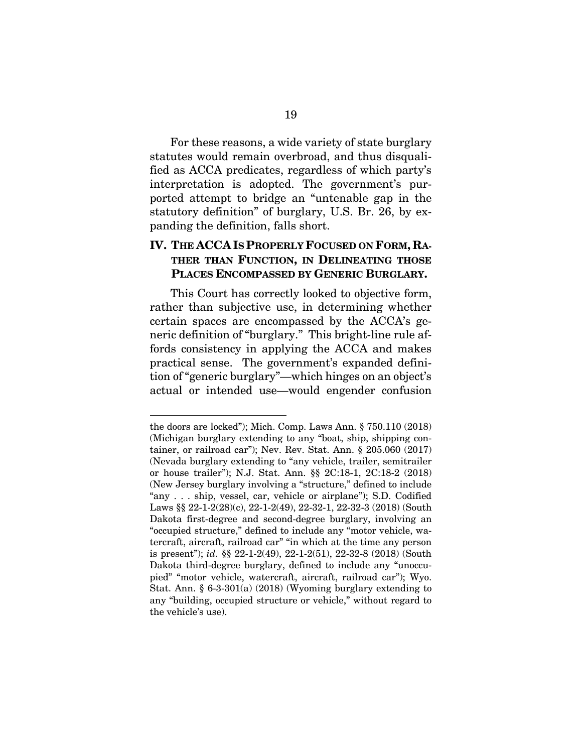For these reasons, a wide variety of state burglary statutes would remain overbroad, and thus disqualified as ACCA predicates, regardless of which party's interpretation is adopted. The government's purported attempt to bridge an "untenable gap in the statutory definition" of burglary, U.S. Br. 26, by expanding the definition, falls short.

## IV. THE ACCA IS PROPERLY FOCUSED ON FORM, RATHER THAN FUNCTION, IN DELINEATING THOSE PLACES ENCOMPASSED BY GENERIC BURGLARY.

This Court has correctly looked to objective form, rather than subjective use, in determining whether certain spaces are encompassed by the ACCA's generic definition of "burglary." This bright-line rule affords consistency in applying the ACCA and makes practical sense. The government's expanded definition of "generic burglary"—which hinges on an object's actual or intended use—would engender confusion

---

the doors are locked"); Mich. Comp. Laws Ann. § 750.110 (2018) (Michigan burglary extending to any "boat, ship, shipping container, or railroad car"); Nev. Rev. Stat. Ann. § 205.060 (2017) (Nevada burglary extending to "any vehicle, trailer, semitrailer or house trailer"); N.J. Stat. Ann. §§ 2C:18-1, 2C:18-2 (2018) (New Jersey burglary involving a "structure," defined to include "any . . . ship, vessel, car, vehicle or airplane"); S.D. Codified Laws §§ 22-1-2(28)(c), 22-1-2(49), 22-32-1, 22-32-3 (2018) (South Dakota first-degree and second-degree burglary, involving an "occupied structure," defined to include any "motor vehicle, watercraft, aircraft, railroad car" "in which at the time any person is present"); *id.* §§ 22-1-2(49), 22-1-2(51), 22-32-8 (2018) (South Dakota third-degree burglary, defined to include any "unoccupied" "motor vehicle, watercraft, aircraft, railroad car"); Wyo. Stat. Ann. § 6-3-301(a) (2018) (Wyoming burglary extending to any "building, occupied structure or vehicle," without regard to the vehicle's use).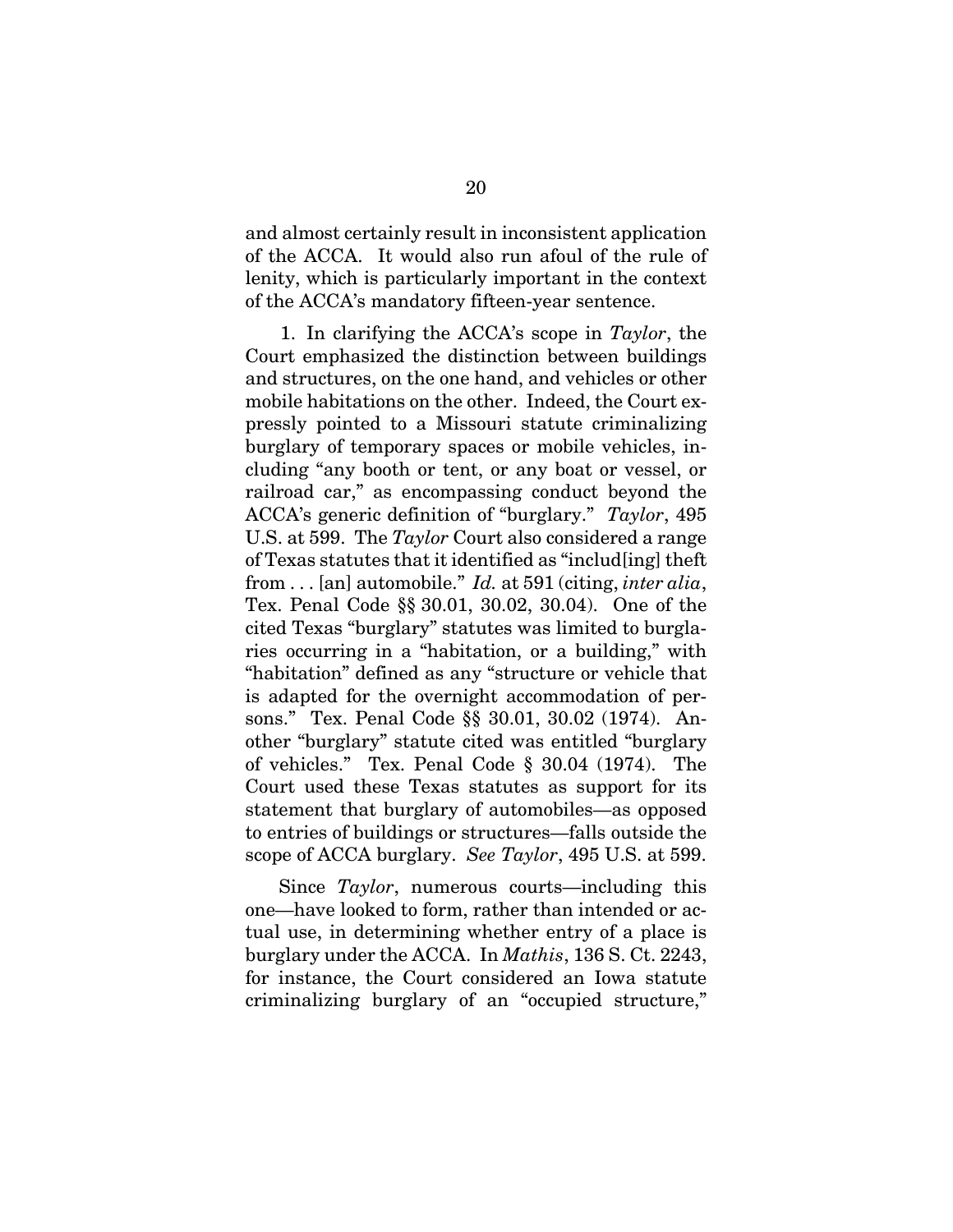and almost certainly result in inconsistent application of the ACCA. It would also run afoul of the rule of lenity, which is particularly important in the context of the ACCA's mandatory fifteen-year sentence.

1. In clarifying the ACCA's scope in *Taylor*, the Court emphasized the distinction between buildings and structures, on the one hand, and vehicles or other mobile habitations on the other. Indeed, the Court expressly pointed to a Missouri statute criminalizing burglary of temporary spaces or mobile vehicles, including "any booth or tent, or any boat or vessel, or railroad car," as encompassing conduct beyond the ACCA's generic definition of "burglary." *Taylor*, 495 U.S. at 599. The *Taylor* Court also considered a range of Texas statutes that it identified as "includ[ing] theft from . . . [an] automobile." *Id.* at 591 (citing, *inter alia*, Tex. Penal Code §§ 30.01, 30.02, 30.04). One of the cited Texas "burglary" statutes was limited to burglaries occurring in a "habitation, or a building," with "habitation" defined as any "structure or vehicle that is adapted for the overnight accommodation of persons." Tex. Penal Code §§ 30.01, 30.02 (1974). Another "burglary" statute cited was entitled "burglary of vehicles." Tex. Penal Code § 30.04 (1974). The Court used these Texas statutes as support for its statement that burglary of automobiles—as opposed to entries of buildings or structures—falls outside the scope of ACCA burglary. *See Taylor*, 495 U.S. at 599.

Since *Taylor*, numerous courts—including this one—have looked to form, rather than intended or actual use, in determining whether entry of a place is burglary under the ACCA. In *Mathis*, 136 S. Ct. 2243, for instance, the Court considered an Iowa statute criminalizing burglary of an "occupied structure,"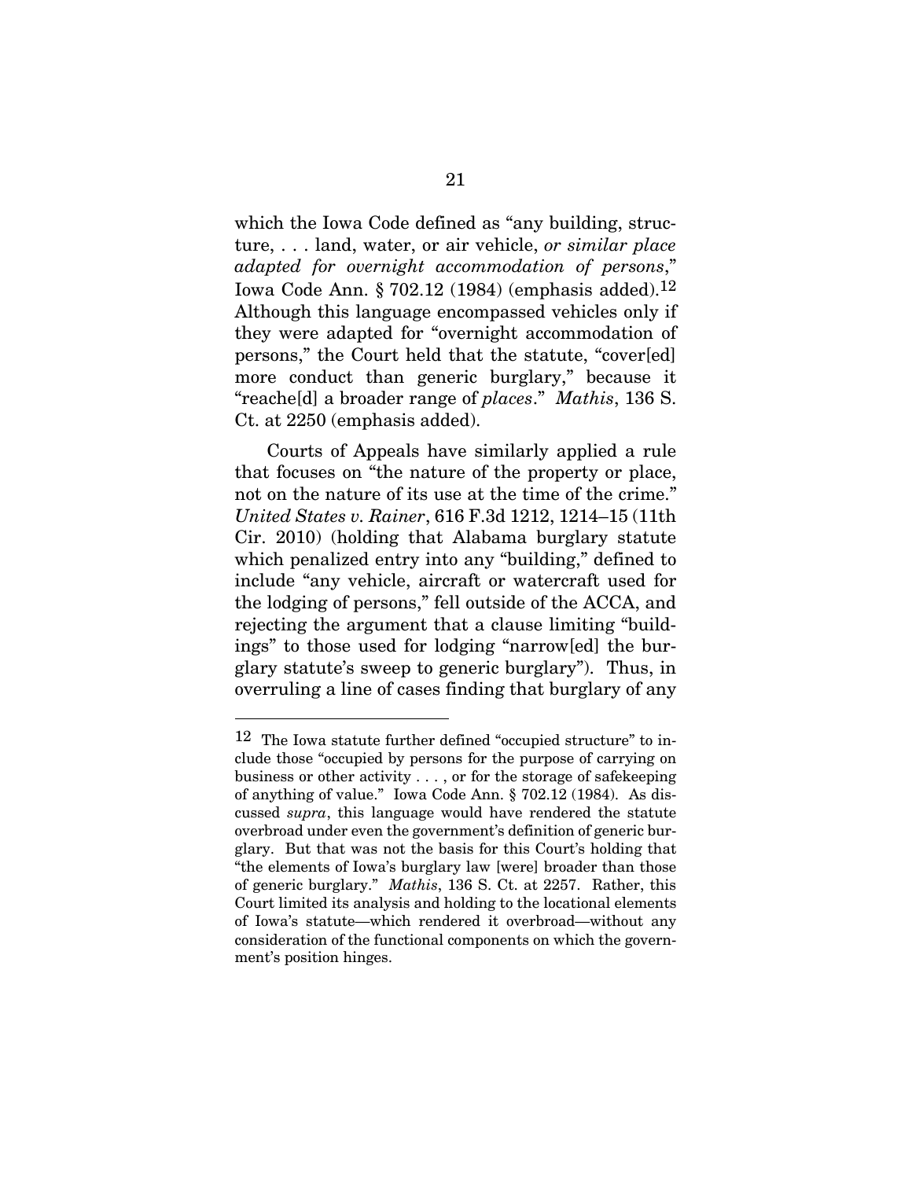which the Iowa Code defined as "any building, structure, . . . land, water, or air vehicle, *or similar place adapted for overnight accommodation of persons*," Iowa Code Ann. § 702.12 (1984) (emphasis added).[12] Although this language encompassed vehicles only if they were adapted for "overnight accommodation of persons," the Court held that the statute, "cover[ed] more conduct than generic burglary," because it "reache[d] a broader range of *places*." *Mathis*, 136 S. Ct. at 2250 (emphasis added).

Courts of Appeals have similarly applied a rule that focuses on "the nature of the property or place, not on the nature of its use at the time of the crime." *United States v. Rainer*, 616 F.3d 1212, 1214–15 (11th Cir. 2010) (holding that Alabama burglary statute which penalized entry into any "building," defined to include "any vehicle, aircraft or watercraft used for the lodging of persons," fell outside of the ACCA, and rejecting the argument that a clause limiting "buildings" to those used for lodging "narrow[ed] the burglary statute's sweep to generic burglary"). Thus, in overruling a line of cases finding that burglary of any

---

[12] The Iowa statute further defined "occupied structure" to include those "occupied by persons for the purpose of carrying on business or other activity . . . , or for the storage of safekeeping of anything of value." Iowa Code Ann. § 702.12 (1984). As discussed *supra*, this language would have rendered the statute overbroad under even the government's definition of generic burglary. But that was not the basis for this Court's holding that "the elements of Iowa's burglary law [were] broader than those of generic burglary." *Mathis*, 136 S. Ct. at 2257. Rather, this Court limited its analysis and holding to the locational elements of Iowa's statute—which rendered it overbroad—without any consideration of the functional components on which the government's position hinges.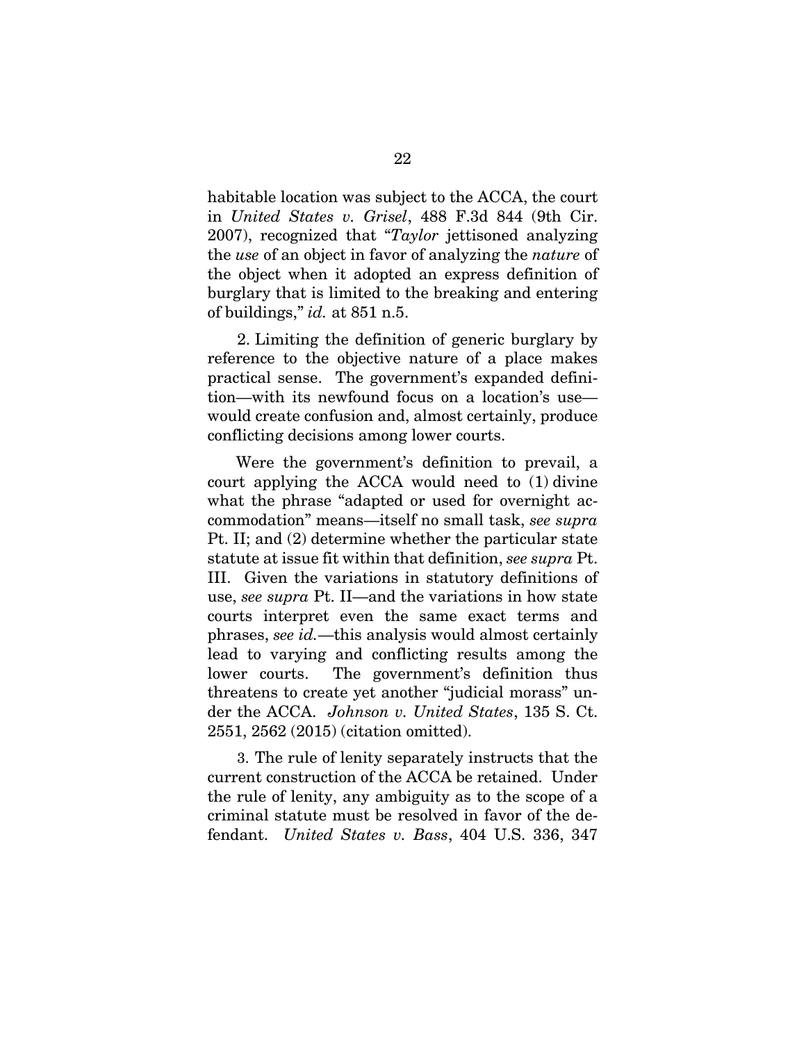habitable location was subject to the ACCA, the court in *United States v. Grisel*, 488 F.3d 844 (9th Cir. 2007), recognized that "*Taylor* jettisoned analyzing the *use* of an object in favor of analyzing the *nature* of the object when it adopted an express definition of burglary that is limited to the breaking and entering of buildings," *id.* at 851 n.5.

2. Limiting the definition of generic burglary by reference to the objective nature of a place makes practical sense. The government's expanded definition—with its newfound focus on a location's use—would create confusion and, almost certainly, produce conflicting decisions among lower courts.

Were the government's definition to prevail, a court applying the ACCA would need to (1) divine what the phrase "adapted or used for overnight accommodation" means—itself no small task, *see supra* Pt. II; and (2) determine whether the particular state statute at issue fit within that definition, *see supra* Pt. III. Given the variations in statutory definitions of use, *see supra* Pt. II—and the variations in how state courts interpret even the same exact terms and phrases, *see id.*—this analysis would almost certainly lead to varying and conflicting results among the lower courts. The government's definition thus threatens to create yet another "judicial morass" under the ACCA. *Johnson v. United States*, 135 S. Ct. 2551, 2562 (2015) (citation omitted).

3. The rule of lenity separately instructs that the current construction of the ACCA be retained. Under the rule of lenity, any ambiguity as to the scope of a criminal statute must be resolved in favor of the defendant. *United States v. Bass*, 404 U.S. 336, 347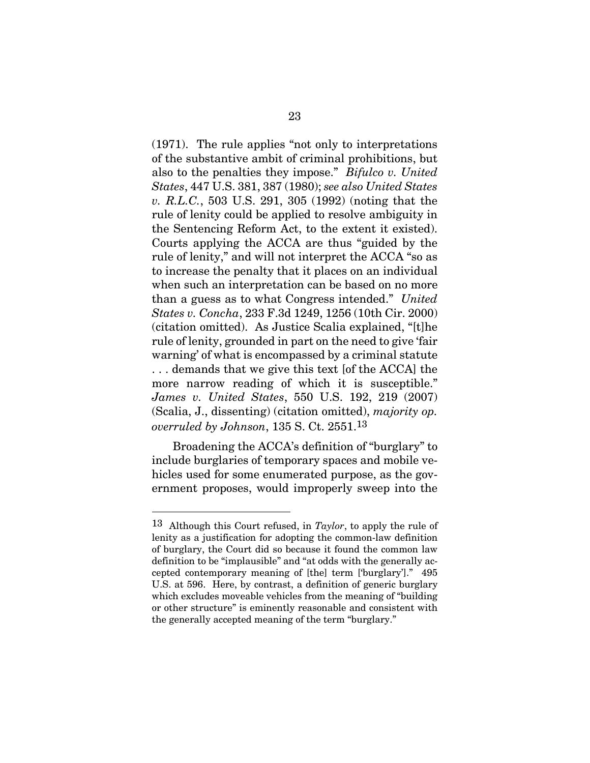(1971). The rule applies "not only to interpretations of the substantive ambit of criminal prohibitions, but also to the penalties they impose." *Bifulco v. United States*, 447 U.S. 381, 387 (1980); *see also United States v. R.L.C.*, 503 U.S. 291, 305 (1992) (noting that the rule of lenity could be applied to resolve ambiguity in the Sentencing Reform Act, to the extent it existed). Courts applying the ACCA are thus "guided by the rule of lenity," and will not interpret the ACCA "so as to increase the penalty that it places on an individual when such an interpretation can be based on no more than a guess as to what Congress intended." *United States v. Concha*, 233 F.3d 1249, 1256 (10th Cir. 2000) (citation omitted). As Justice Scalia explained, "[t]he rule of lenity, grounded in part on the need to give 'fair warning' of what is encompassed by a criminal statute . . . demands that we give this text [of the ACCA] the more narrow reading of which it is susceptible." *James v. United States*, 550 U.S. 192, 219 (2007) (Scalia, J., dissenting) (citation omitted), *majority op. overruled by Johnson*, 135 S. Ct. 2551.[13]

Broadening the ACCA's definition of "burglary" to include burglaries of temporary spaces and mobile vehicles used for some enumerated purpose, as the government proposes, would improperly sweep into the

---

[13] Although this Court refused, in *Taylor*, to apply the rule of lenity as a justification for adopting the common-law definition of burglary, the Court did so because it found the common law definition to be "implausible" and "at odds with the generally accepted contemporary meaning of [the] term ['burglary']." 495 U.S. at 596. Here, by contrast, a definition of generic burglary which excludes moveable vehicles from the meaning of "building or other structure" is eminently reasonable and consistent with the generally accepted meaning of the term "burglary."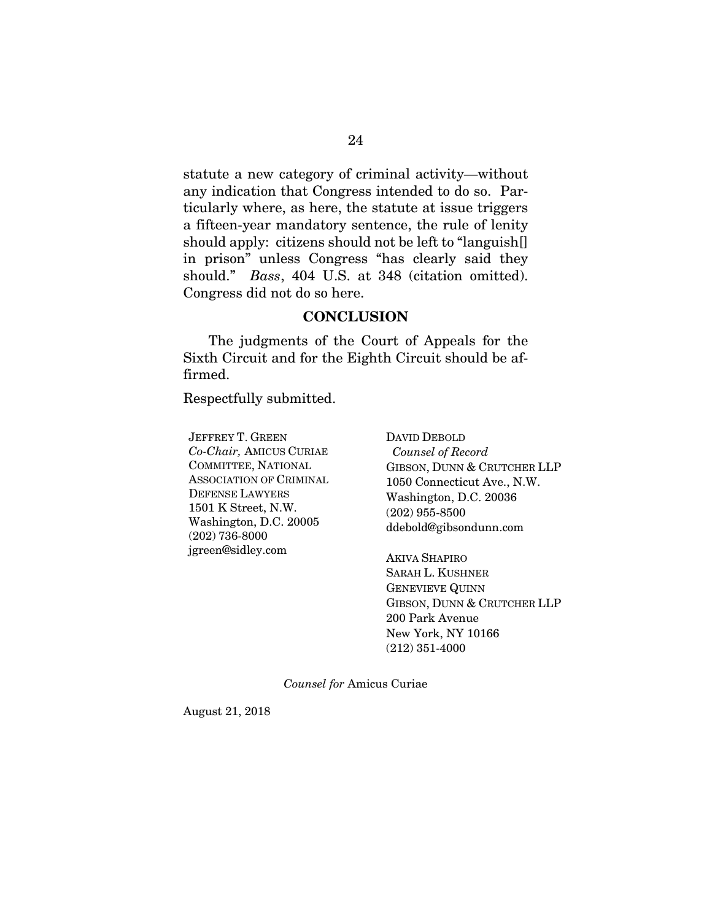statute a new category of criminal activity—without any indication that Congress intended to do so. Particularly where, as here, the statute at issue triggers a fifteen-year mandatory sentence, the rule of lenity should apply: citizens should not be left to "languish[] in prison" unless Congress "has clearly said they should." *Bass*, 404 U.S. at 348 (citation omitted). Congress did not do so here.

## CONCLUSION

The judgments of the Court of Appeals for the Sixth Circuit and for the Eighth Circuit should be affirmed.

Respectfully submitted.

JEFFREY T. GREEN
*Co-Chair,* AMICUS CURIAE COMMITTEE, NATIONAL ASSOCIATION OF CRIMINAL DEFENSE LAWYERS
1501 K Street, N.W.
Washington, D.C. 20005
(202) 736-8000
jgreen@sidley.com

DAVID DEBOLD
*Counsel of Record*
GIBSON, DUNN & CRUTCHER LLP
1050 Connecticut Ave., N.W.
Washington, D.C. 20036
(202) 955-8500
ddebold@gibsondunn.com

AKIVA SHAPIRO
SARAH L. KUSHNER
GENEVIEVE QUINN
GIBSON, DUNN & CRUTCHER LLP
200 Park Avenue
New York, NY 10166
(212) 351-4000

*Counsel for* Amicus Curiae

August 21, 2018